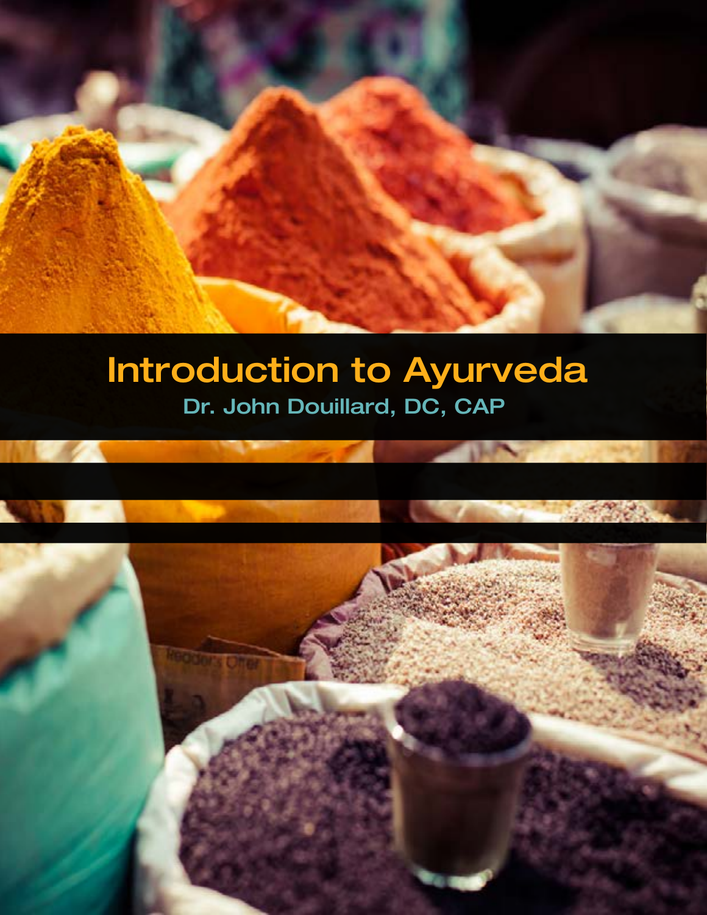# Introduction to Ayurveda

## Dr. John Douillard, DC, CAP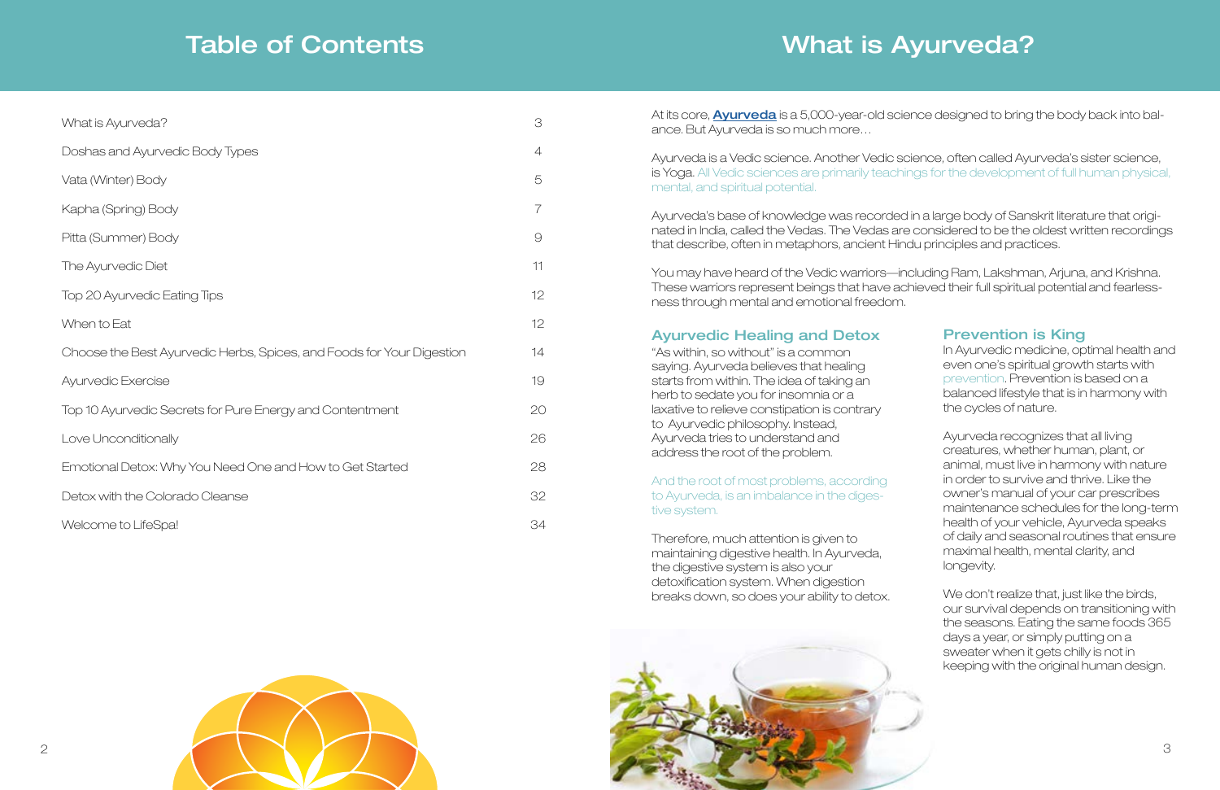# Table of Contents

| | |
|---|---|
| What is Ayurveda? | 3 |
| Doshas and Ayurvedic Body Types | 4 |
| Vata (Winter) Body | 5 |
| Kapha (Spring) Body | 7 |
| Pitta (Summer) Body | 9 |
| The Ayurvedic Diet | 11 |
| Top 20 Ayurvedic Eating Tips | 12 |
| When to Eat | 12 |
| Choose the Best Ayurvedic Herbs, Spices, and Foods for Your Digestion | 14 |
| Ayurvedic Exercise | 19 |
| Top 10 Ayurvedic Secrets for Pure Energy and Contentment | 20 |
| Love Unconditionally | 26 |
| Emotional Detox: Why You Need One and How to Get Started | 28 |
| Detox with the Colorado Cleanse | 32 |
| Welcome to LifeSpa! | 34 |

# What is Ayurveda?

At its core, **Ayurveda** is a 5,000-year-old science designed to bring the body back into balance. But Ayurveda is so much more…

Ayurveda is a Vedic science. Another Vedic science, often called Ayurveda's sister science, is Yoga. All Vedic sciences are primarily teachings for the development of full human physical, mental, and spiritual potential.

Ayurveda's base of knowledge was recorded in a large body of Sanskrit literature that originated in India, called the Vedas. The Vedas are considered to be the oldest written recordings that describe, often in metaphors, ancient Hindu principles and practices.

You may have heard of the Vedic warriors—including Ram, Lakshman, Arjuna, and Krishna. These warriors represent beings that have achieved their full spiritual potential and fearlessness through mental and emotional freedom.

## Ayurvedic Healing and Detox

"As within, so without" is a common saying. Ayurveda believes that healing starts from within. The idea of taking an herb to sedate you for insomnia or a laxative to relieve constipation is contrary to Ayurvedic philosophy. Instead, Ayurveda tries to understand and address the root of the problem.

And the root of most problems, according to Ayurveda, is an imbalance in the digestive system.

Therefore, much attention is given to maintaining digestive health. In Ayurveda, the digestive system is also your detoxification system. When digestion breaks down, so does your ability to detox.

## Prevention is King

In Ayurvedic medicine, optimal health and even one's spiritual growth starts with prevention. Prevention is based on a balanced lifestyle that is in harmony with the cycles of nature.

Ayurveda recognizes that all living creatures, whether human, plant, or animal, must live in harmony with nature in order to survive and thrive. Like the owner's manual of your car prescribes maintenance schedules for the long-term health of your vehicle, Ayurveda speaks of daily and seasonal routines that ensure maximal health, mental clarity, and longevity.

We don't realize that, just like the birds, our survival depends on transitioning with the seasons. Eating the same foods 365 days a year, or simply putting on a sweater when it gets chilly is not in keeping with the original human design.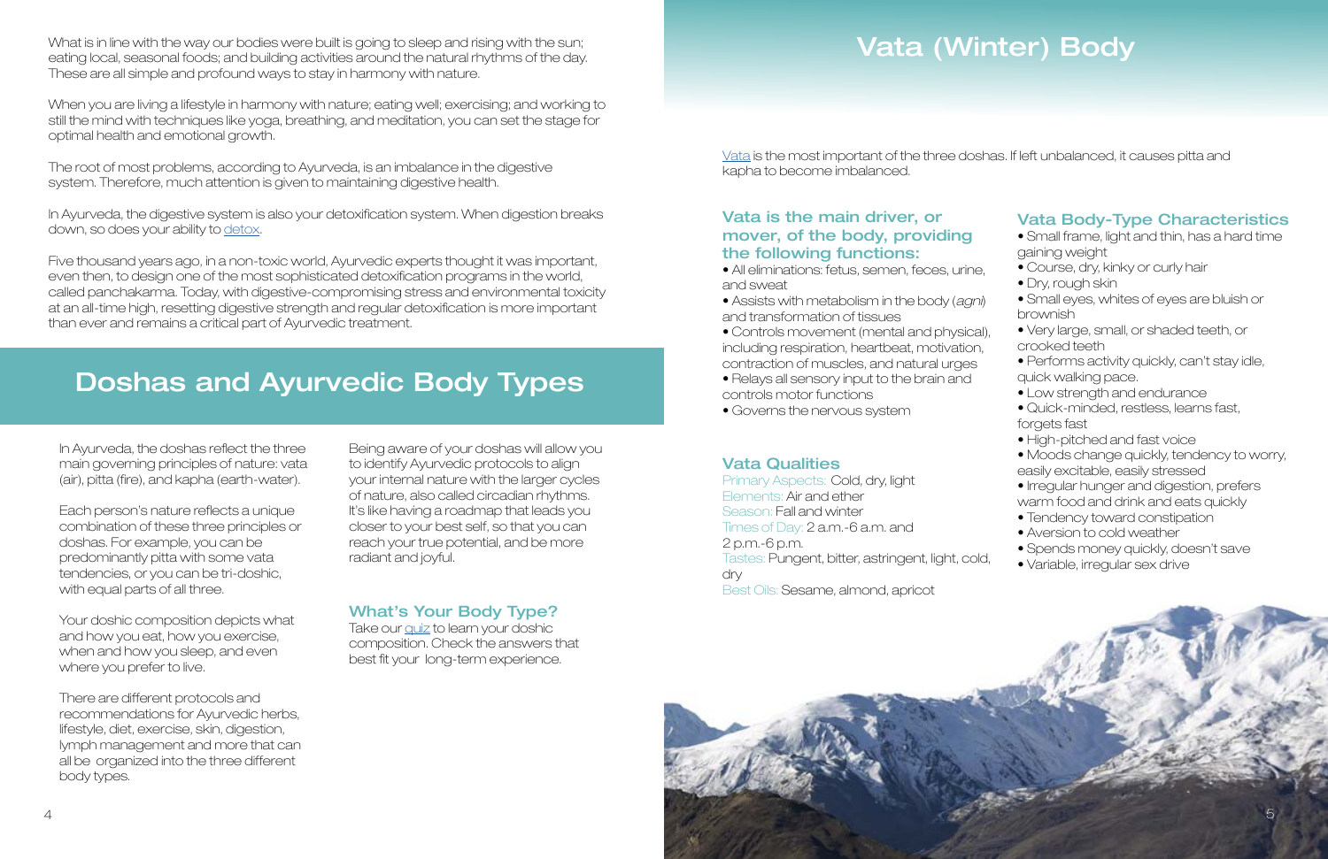What is in line with the way our bodies were built is going to sleep and rising with the sun; eating local, seasonal foods; and building activities around the natural rhythms of the day. These are all simple and profound ways to stay in harmony with nature.

When you are living a lifestyle in harmony with nature; eating well; exercising; and working to still the mind with techniques like yoga, breathing, and meditation, you can set the stage for optimal health and emotional growth.

The root of most problems, according to Ayurveda, is an imbalance in the digestive system. Therefore, much attention is given to maintaining digestive health.

In Ayurveda, the digestive system is also your detoxification system. When digestion breaks down, so does your ability to detox.

Five thousand years ago, in a non-toxic world, Ayurvedic experts thought it was important, even then, to design one of the most sophisticated detoxification programs in the world, called panchakarma. Today, with digestive-compromising stress and environmental toxicity at an all-time high, resetting digestive strength and regular detoxification is more important than ever and remains a critical part of Ayurvedic treatment.

## Doshas and Ayurvedic Body Types

In Ayurveda, the doshas reflect the three main governing principles of nature: vata (air), pitta (fire), and kapha (earth-water).

Each person's nature reflects a unique combination of these three principles or doshas. For example, you can be predominantly pitta with some vata tendencies, or you can be tri-doshic, with equal parts of all three.

Your doshic composition depicts what and how you eat, how you exercise, when and how you sleep, and even where you prefer to live.

There are different protocols and recommendations for Ayurvedic herbs, lifestyle, diet, exercise, skin, digestion, lymph management and more that can all be organized into the three different body types.

Being aware of your doshas will allow you to identify Ayurvedic protocols to align your internal nature with the larger cycles of nature, also called circadian rhythms. It's like having a roadmap that leads you closer to your best self, so that you can reach your true potential, and be more radiant and joyful.

### What's Your Body Type?

Take our quiz to learn your doshic composition. Check the answers that best fit your long-term experience.

## Vata (Winter) Body

Vata is the most important of the three doshas. If left unbalanced, it causes pitta and kapha to become imbalanced.

### Vata is the main driver, or mover, of the body, providing the following functions:

- All eliminations: fetus, semen, feces, urine, and sweat
- Assists with metabolism in the body (*agni*) and transformation of tissues
- Controls movement (mental and physical), including respiration, heartbeat, motivation, contraction of muscles, and natural urges
- Relays all sensory input to the brain and controls motor functions
- Governs the nervous system

### Vata Qualities

Primary Aspects: Cold, dry, light
Elements: Air and ether
Season: Fall and winter
Times of Day: 2 a.m.-6 a.m. and 2 p.m.-6 p.m.
Tastes: Pungent, bitter, astringent, light, cold, dry
Best Oils: Sesame, almond, apricot

### Vata Body-Type Characteristics

- Small frame, light and thin, has a hard time gaining weight
- Course, dry, kinky or curly hair
- Dry, rough skin
- Small eyes, whites of eyes are bluish or brownish
- Very large, small, or shaded teeth, or crooked teeth
- Performs activity quickly, can't stay idle, quick walking pace.
- Low strength and endurance
- Quick-minded, restless, learns fast, forgets fast
- High-pitched and fast voice
- Moods change quickly, tendency to worry, easily excitable, easily stressed
- Irregular hunger and digestion, prefers warm food and drink and eats quickly
- Tendency toward constipation
- Aversion to cold weather
- Spends money quickly, doesn't save
- Variable, irregular sex drive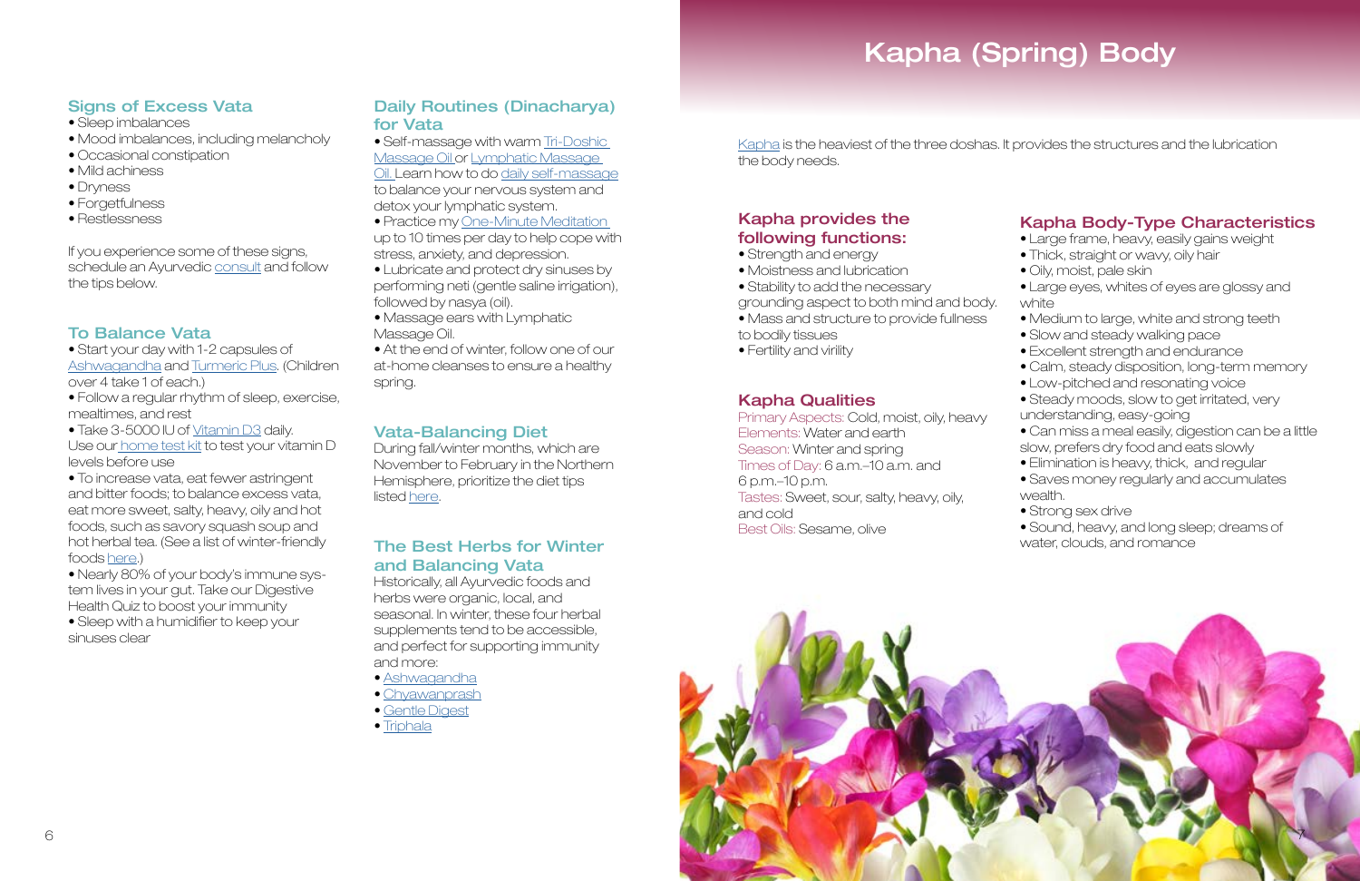## Signs of Excess Vata

- Sleep imbalances
- Mood imbalances, including melancholy
- Occasional constipation
- Mild achiness
- Dryness
- Forgetfulness
- Restlessness

If you experience some of these signs, schedule an Ayurvedic consult and follow the tips below.

## To Balance Vata

- Start your day with 1-2 capsules of Ashwagandha and Turmeric Plus. (Children over 4 take 1 of each.)
- Follow a regular rhythm of sleep, exercise, mealtimes, and rest
- Take 3-5000 IU of Vitamin D3 daily. Use our home test kit to test your vitamin D levels before use
- To increase vata, eat fewer astringent and bitter foods; to balance excess vata, eat more sweet, salty, heavy, oily and hot foods, such as savory squash soup and hot herbal tea. (See a list of winter-friendly foods here.)
- Nearly 80% of your body's immune system lives in your gut. Take our Digestive Health Quiz to boost your immunity
- Sleep with a humidifier to keep your sinuses clear

## Daily Routines (Dinacharya) for Vata

- Self-massage with warm Tri-Doshic Massage Oil or Lymphatic Massage Oil. Learn how to do daily self-massage to balance your nervous system and detox your lymphatic system.
- Practice my One-Minute Meditation up to 10 times per day to help cope with stress, anxiety, and depression.
- Lubricate and protect dry sinuses by performing neti (gentle saline irrigation), followed by nasya (oil).
- Massage ears with Lymphatic Massage Oil.
- At the end of winter, follow one of our at-home cleanses to ensure a healthy spring.

## Vata-Balancing Diet

During fall/winter months, which are November to February in the Northern Hemisphere, prioritize the diet tips listed here.

## The Best Herbs for Winter and Balancing Vata

Historically, all Ayurvedic foods and herbs were organic, local, and seasonal. In winter, these four herbal supplements tend to be accessible, and perfect for supporting immunity and more:

- Ashwagandha
- Chyawanprash
- Gentle Digest
- Triphala

# Kapha (Spring) Body

Kapha is the heaviest of the three doshas. It provides the structures and the lubrication the body needs.

## Kapha provides the following functions:

- Strength and energy
- Moistness and lubrication
- Stability to add the necessary grounding aspect to both mind and body.
- Mass and structure to provide fullness to bodily tissues
- Fertility and virility

## Kapha Qualities

Primary Aspects: Cold, moist, oily, heavy
Elements: Water and earth
Season: Winter and spring
Times of Day: 6 a.m.–10 a.m. and 6 p.m.–10 p.m.
Tastes: Sweet, sour, salty, heavy, oily, and cold
Best Oils: Sesame, olive

## Kapha Body-Type Characteristics

- Large frame, heavy, easily gains weight
- Thick, straight or wavy, oily hair
- Oily, moist, pale skin
- Large eyes, whites of eyes are glossy and white
- Medium to large, white and strong teeth
- Slow and steady walking pace
- Excellent strength and endurance
- Calm, steady disposition, long-term memory
- Low-pitched and resonating voice
- Steady moods, slow to get irritated, very understanding, easy-going
- Can miss a meal easily, digestion can be a little slow, prefers dry food and eats slowly
- Elimination is heavy, thick, and regular
- Saves money regularly and accumulates wealth.
- Strong sex drive
- Sound, heavy, and long sleep; dreams of water, clouds, and romance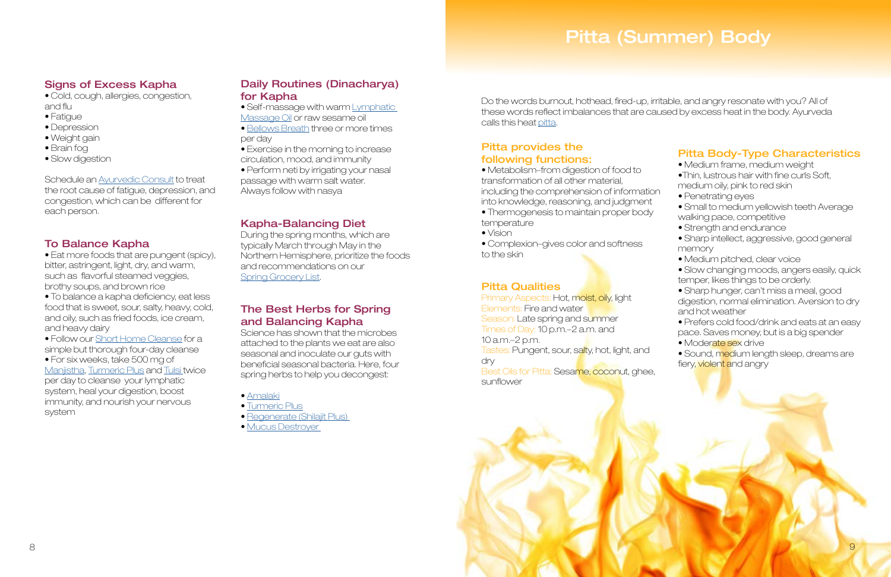## Signs of Excess Kapha

- Cold, cough, allergies, congestion, and flu
- Fatigue
- Depression
- Weight gain
- Brain fog
- Slow digestion

Schedule an Ayurvedic Consult to treat the root cause of fatigue, depression, and congestion, which can be different for each person.

## To Balance Kapha

- Eat more foods that are pungent (spicy), bitter, astringent, light, dry, and warm, such as flavorful steamed veggies, brothy soups, and brown rice
- To balance a kapha deficiency, eat less food that is sweet, sour, salty, heavy, cold, and oily, such as fried foods, ice cream, and heavy dairy
- Follow our Short Home Cleanse for a simple but thorough four-day cleanse
- For six weeks, take 500 mg of Manjistha, Turmeric Plus and Tulsi twice per day to cleanse your lymphatic system, heal your digestion, boost immunity, and nourish your nervous system

## Daily Routines (Dinacharya) for Kapha

- Self-massage with warm Lymphatic Massage Oil or raw sesame oil
- Bellows Breath three or more times per day
- Exercise in the morning to increase circulation, mood, and immunity
- Perform neti by irrigating your nasal passage with warm salt water. Always follow with nasya

## Kapha-Balancing Diet

During the spring months, which are typically March through May in the Northern Hemisphere, prioritize the foods and recommendations on our Spring Grocery List.

## The Best Herbs for Spring and Balancing Kapha

Science has shown that the microbes attached to the plants we eat are also seasonal and inoculate our guts with beneficial seasonal bacteria. Here, four spring herbs to help you decongest:

- Amalaki
- Turmeric Plus
- Regenerate (Shilajit Plus)
- Mucus Destroyer

# Pitta (Summer) Body

Do the words burnout, hothead, fired-up, irritable, and angry resonate with you? All of these words reflect imbalances that are caused by excess heat in the body. Ayurveda calls this heat pitta.

## Pitta provides the following functions:

- Metabolism–from digestion of food to transformation of all other material, including the comprehension of information into knowledge, reasoning, and judgment
- Thermogenesis to maintain proper body temperature
- Vision
- Complexion–gives color and softness to the skin

## Pitta Qualities

Primary Aspects: Hot, moist, oily, light
Elements: Fire and water
Season: Late spring and summer
Times of Day: 10 p.m.–2 a.m. and 10 a.m.–2 p.m.
Tastes: Pungent, sour, salty, hot, light, and dry
Best Oils for Pitta: Sesame, coconut, ghee, sunflower

## Pitta Body-Type Characteristics

- Medium frame, medium weight
- Thin, lustrous hair with fine curls Soft, medium oily, pink to red skin
- Penetrating eyes
- Small to medium yellowish teeth Average walking pace, competitive
- Strength and endurance
- Sharp intellect, aggressive, good general memory
- Medium pitched, clear voice
- Slow changing moods, angers easily, quick temper, likes things to be orderly.
- Sharp hunger, can't miss a meal, good digestion, normal elimination. Aversion to dry and hot weather
- Prefers cold food/drink and eats at an easy pace. Saves money, but is a big spender
- Moderate sex drive
- Sound, medium length sleep, dreams are fiery, violent and angry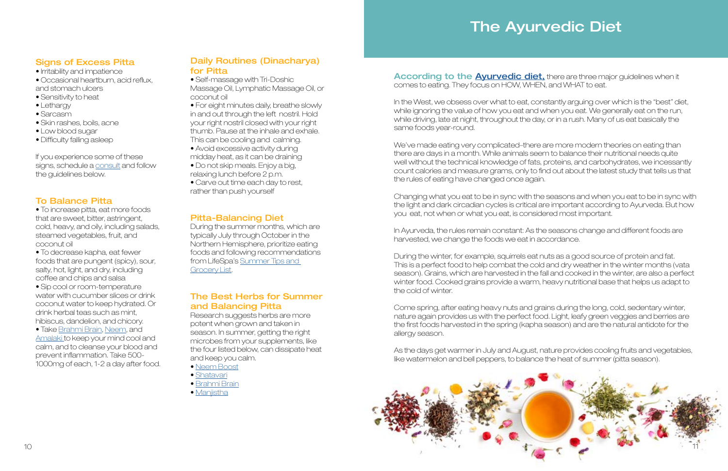## Signs of Excess Pitta

- Irritability and impatience
- Occasional heartburn, acid reflux, and stomach ulcers
- Sensitivity to heat
- Lethargy
- Sarcasm
- Skin rashes, boils, acne
- Low blood sugar
- Difficulty falling asleep

If you experience some of these signs, schedule a consult and follow the guidelines below.

## To Balance Pitta

- To increase pitta, eat more foods that are sweet, bitter, astringent, cold, heavy, and oily, including salads, steamed vegetables, fruit, and coconut oil
- To decrease kapha, eat fewer foods that are pungent (spicy), sour, salty, hot, light, and dry, including coffee and chips and salsa
- Sip cool or room-temperature water with cucumber slices or drink coconut water to keep hydrated. Or drink herbal teas such as mint, hibiscus, dandelion, and chicory.
- Take Brahmi Brain, Neem, and Amalaki to keep your mind cool and calm, and to cleanse your blood and prevent inflammation. Take 500-1000mg of each, 1-2 a day after food.

## Daily Routines (Dinacharya) for Pitta

- Self-massage with Tri-Doshic Massage Oil, Lymphatic Massage Oil, or coconut oil
- For eight minutes daily, breathe slowly in and out through the left nostril. Hold your right nostril closed with your right thumb. Pause at the inhale and exhale. This can be cooling and calming.
- Avoid excessive activity during midday heat, as it can be draining
- Do not skip meals. Enjoy a big, relaxing lunch before 2 p.m.
- Carve out time each day to rest, rather than push yourself

## Pitta-Balancing Diet

During the summer months, which are typically July through October in the Northern Hemisphere, prioritize eating foods and following recommendations from LifeSpa's Summer Tips and Grocery List.

## The Best Herbs for Summer and Balancing Pitta

Research suggests herbs are more potent when grown and taken in season. In summer, getting the right microbes from your supplements, like the four listed below, can dissipate heat and keep you calm.

- Neem Boost
- Shatavari
- Brahmi Brain
- Manjistha

# The Ayurvedic Diet

**According to the Ayurvedic diet,** there are three major guidelines when it comes to eating. They focus on HOW, WHEN, and WHAT to eat.

In the West, we obsess over what to eat, constantly arguing over which is the "best" diet, while ignoring the value of how you eat and when you eat. We generally eat on the run, while driving, late at night, throughout the day, or in a rush. Many of us eat basically the same foods year-round.

We've made eating very complicated–there are more modern theories on eating than there are days in a month. While animals seem to balance their nutritional needs quite well without the technical knowledge of fats, proteins, and carbohydrates, we incessantly count calories and measure grams, only to find out about the latest study that tells us that the rules of eating have changed once again.

Changing what you eat to be in sync with the seasons and when you eat to be in sync with the light and dark circadian cycles is critical are important according to Ayurveda. But how you eat, not when or what you eat, is considered most important.

In Ayurveda, the rules remain constant: As the seasons change and different foods are harvested, we change the foods we eat in accordance.

During the winter, for example, squirrels eat nuts as a good source of protein and fat. This is a perfect food to help combat the cold and dry weather in the winter months (vata season). Grains, which are harvested in the fall and cooked in the winter, are also a perfect winter food. Cooked grains provide a warm, heavy nutritional base that helps us adapt to the cold of winter.

Come spring, after eating heavy nuts and grains during the long, cold, sedentary winter, nature again provides us with the perfect food. Light, leafy green veggies and berries are the first foods harvested in the spring (kapha season) and are the natural antidote for the allergy season.

As the days get warmer in July and August, nature provides cooling fruits and vegetables, like watermelon and bell peppers, to balance the heat of summer (pitta season).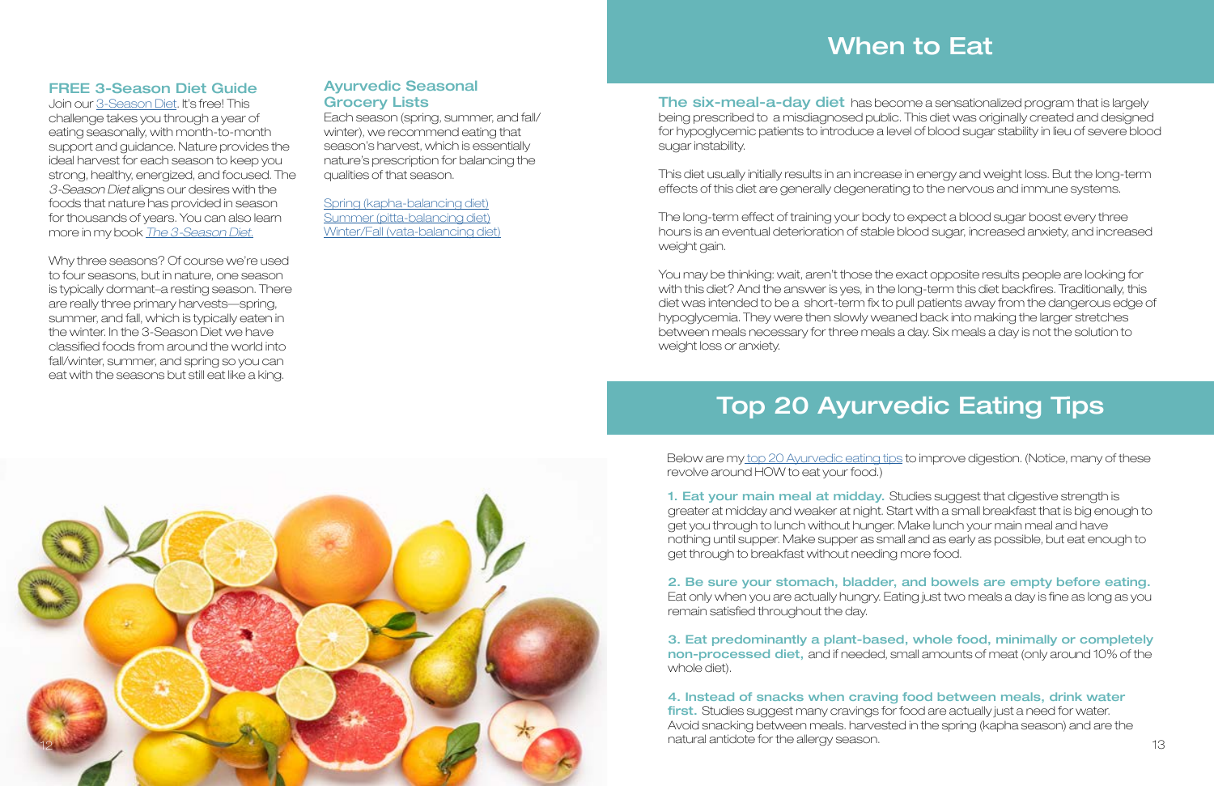### FREE 3-Season Diet Guide

Join our [3-Season Diet](). It's free! This challenge takes you through a year of eating seasonally, with month-to-month support and guidance. Nature provides the ideal harvest for each season to keep you strong, healthy, energized, and focused. The *3-Season Diet* aligns our desires with the foods that nature has provided in season for thousands of years. You can also learn more in my book [*The 3-Season Diet*]().

Why three seasons? Of course we're used to four seasons, but in nature, one season is typically dormant–a resting season. There are really three primary harvests—spring, summer, and fall, which is typically eaten in the winter. In the 3-Season Diet we have classified foods from around the world into fall/winter, summer, and spring so you can eat with the seasons but still eat like a king.

### Ayurvedic Seasonal Grocery Lists

Each season (spring, summer, and fall/winter), we recommend eating that season's harvest, which is essentially nature's prescription for balancing the qualities of that season.

[Spring (kapha-balancing diet)]()
[Summer (pitta-balancing diet)]()
[Winter/Fall (vata-balancing diet)]()

## When to Eat

**The six-meal-a-day diet** has become a sensationalized program that is largely being prescribed to a misdiagnosed public. This diet was originally created and designed for hypoglycemic patients to introduce a level of blood sugar stability in lieu of severe blood sugar instability.

This diet usually initially results in an increase in energy and weight loss. But the long-term effects of this diet are generally degenerating to the nervous and immune systems.

The long-term effect of training your body to expect a blood sugar boost every three hours is an eventual deterioration of stable blood sugar, increased anxiety, and increased weight gain.

You may be thinking: wait, aren't those the exact opposite results people are looking for with this diet? And the answer is yes, in the long-term this diet backfires. Traditionally, this diet was intended to be a short-term fix to pull patients away from the dangerous edge of hypoglycemia. They were then slowly weaned back into making the larger stretches between meals necessary for three meals a day. Six meals a day is not the solution to weight loss or anxiety.

## Top 20 Ayurvedic Eating Tips

Below are my [top 20 Ayurvedic eating tips]() to improve digestion. (Notice, many of these revolve around HOW to eat your food.)

**1. Eat your main meal at midday.** Studies suggest that digestive strength is greater at midday and weaker at night. Start with a small breakfast that is big enough to get you through to lunch without hunger. Make lunch your main meal and have nothing until supper. Make supper as small and as early as possible, but eat enough to get through to breakfast without needing more food.

**2. Be sure your stomach, bladder, and bowels are empty before eating.** Eat only when you are actually hungry. Eating just two meals a day is fine as long as you remain satisfied throughout the day.

**3. Eat predominantly a plant-based, whole food, minimally or completely non-processed diet,** and if needed, small amounts of meat (only around 10% of the whole diet).

**4. Instead of snacks when craving food between meals, drink water first.** Studies suggest many cravings for food are actually just a need for water. Avoid snacking between meals. harvested in the spring (kapha season) and are the natural antidote for the allergy season.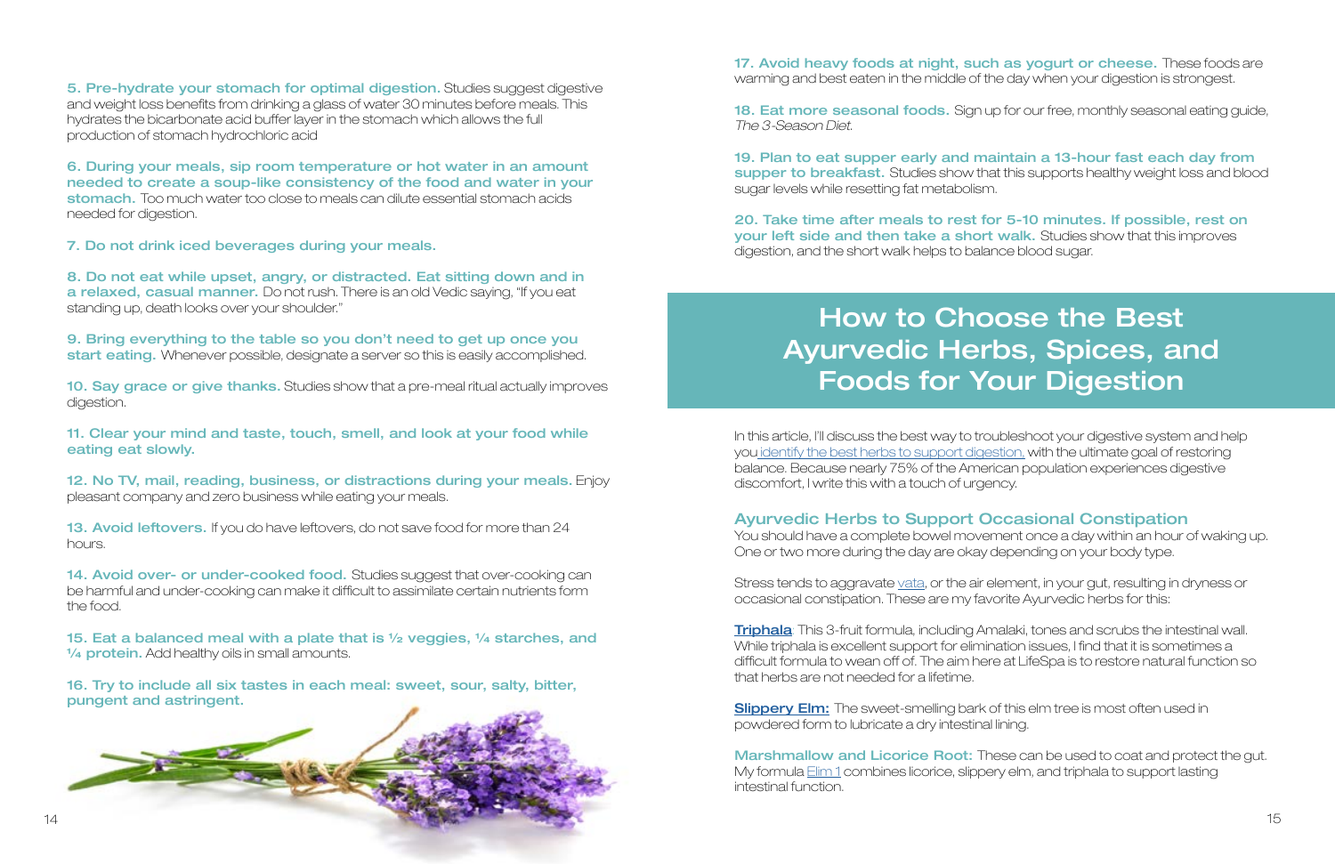**5. Pre-hydrate your stomach for optimal digestion.** Studies suggest digestive and weight loss benefits from drinking a glass of water 30 minutes before meals. This hydrates the bicarbonate acid buffer layer in the stomach which allows the full production of stomach hydrochloric acid

**6. During your meals, sip room temperature or hot water in an amount needed to create a soup-like consistency of the food and water in your stomach.** Too much water too close to meals can dilute essential stomach acids needed for digestion.

**7. Do not drink iced beverages during your meals.**

**8. Do not eat while upset, angry, or distracted. Eat sitting down and in a relaxed, casual manner.** Do not rush. There is an old Vedic saying, "If you eat standing up, death looks over your shoulder."

**9. Bring everything to the table so you don't need to get up once you start eating.** Whenever possible, designate a server so this is easily accomplished.

**10. Say grace or give thanks.** Studies show that a pre-meal ritual actually improves digestion.

**11. Clear your mind and taste, touch, smell, and look at your food while eating eat slowly.**

**12. No TV, mail, reading, business, or distractions during your meals.** Enjoy pleasant company and zero business while eating your meals.

**13. Avoid leftovers.** If you do have leftovers, do not save food for more than 24 hours.

**14. Avoid over- or under-cooked food.** Studies suggest that over-cooking can be harmful and under-cooking can make it difficult to assimilate certain nutrients form the food.

**15. Eat a balanced meal with a plate that is ½ veggies, ¼ starches, and ¼ protein.** Add healthy oils in small amounts.

**16. Try to include all six tastes in each meal: sweet, sour, salty, bitter, pungent and astringent.**

**17. Avoid heavy foods at night, such as yogurt or cheese.** These foods are warming and best eaten in the middle of the day when your digestion is strongest.

**18. Eat more seasonal foods.** Sign up for our free, monthly seasonal eating guide, *The 3-Season Diet.*

**19. Plan to eat supper early and maintain a 13-hour fast each day from supper to breakfast.** Studies show that this supports healthy weight loss and blood sugar levels while resetting fat metabolism.

**20. Take time after meals to rest for 5-10 minutes. If possible, rest on your left side and then take a short walk.** Studies show that this improves digestion, and the short walk helps to balance blood sugar.

# How to Choose the Best Ayurvedic Herbs, Spices, and Foods for Your Digestion

In this article, I'll discuss the best way to troubleshoot your digestive system and help you identify the best herbs to support digestion, with the ultimate goal of restoring balance. Because nearly 75% of the American population experiences digestive discomfort, I write this with a touch of urgency.

## Ayurvedic Herbs to Support Occasional Constipation

You should have a complete bowel movement once a day within an hour of waking up. One or two more during the day are okay depending on your body type.

Stress tends to aggravate vata, or the air element, in your gut, resulting in dryness or occasional constipation. These are my favorite Ayurvedic herbs for this:

**Triphala**: This 3-fruit formula, including Amalaki, tones and scrubs the intestinal wall. While triphala is excellent support for elimination issues, I find that it is sometimes a difficult formula to wean off of. The aim here at LifeSpa is to restore natural function so that herbs are not needed for a lifetime.

**Slippery Elm:** The sweet-smelling bark of this elm tree is most often used in powdered form to lubricate a dry intestinal lining.

**Marshmallow and Licorice Root:** These can be used to coat and protect the gut. My formula Elim 1 combines licorice, slippery elm, and triphala to support lasting intestinal function.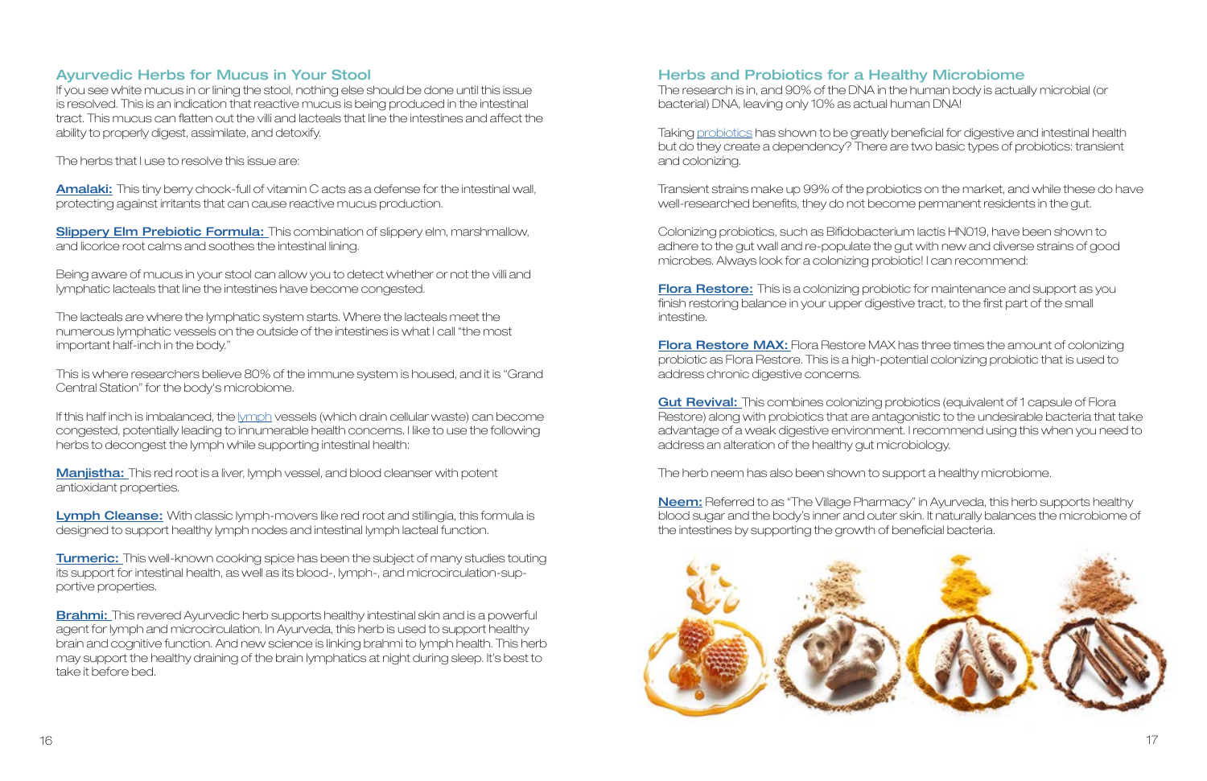## Ayurvedic Herbs for Mucus in Your Stool

If you see white mucus in or lining the stool, nothing else should be done until this issue is resolved. This is an indication that reactive mucus is being produced in the intestinal tract. This mucus can flatten out the villi and lacteals that line the intestines and affect the ability to properly digest, assimilate, and detoxify.

The herbs that I use to resolve this issue are:

**Amalaki:** This tiny berry chock-full of vitamin C acts as a defense for the intestinal wall, protecting against irritants that can cause reactive mucus production.

**Slippery Elm Prebiotic Formula:** This combination of slippery elm, marshmallow, and licorice root calms and soothes the intestinal lining.

Being aware of mucus in your stool can allow you to detect whether or not the villi and lymphatic lacteals that line the intestines have become congested.

The lacteals are where the lymphatic system starts. Where the lacteals meet the numerous lymphatic vessels on the outside of the intestines is what I call "the most important half-inch in the body."

This is where researchers believe 80% of the immune system is housed, and it is "Grand Central Station" for the body's microbiome.

If this half inch is imbalanced, the lymph vessels (which drain cellular waste) can become congested, potentially leading to innumerable health concerns. I like to use the following herbs to decongest the lymph while supporting intestinal health:

**Manjistha:** This red root is a liver, lymph vessel, and blood cleanser with potent antioxidant properties.

**Lymph Cleanse:** With classic lymph-movers like red root and stillingia, this formula is designed to support healthy lymph nodes and intestinal lymph lacteal function.

**Turmeric:** This well-known cooking spice has been the subject of many studies touting its support for intestinal health, as well as its blood-, lymph-, and microcirculation-supportive properties.

**Brahmi:** This revered Ayurvedic herb supports healthy intestinal skin and is a powerful agent for lymph and microcirculation. In Ayurveda, this herb is used to support healthy brain and cognitive function. And new science is linking brahmi to lymph health. This herb may support the healthy draining of the brain lymphatics at night during sleep. It's best to take it before bed.

## Herbs and Probiotics for a Healthy Microbiome

The research is in, and 90% of the DNA in the human body is actually microbial (or bacterial) DNA, leaving only 10% as actual human DNA!

Taking probiotics has shown to be greatly beneficial for digestive and intestinal health but do they create a dependency? There are two basic types of probiotics: transient and colonizing.

Transient strains make up 99% of the probiotics on the market, and while these do have well-researched benefits, they do not become permanent residents in the gut.

Colonizing probiotics, such as Bifidobacterium lactis HN019, have been shown to adhere to the gut wall and re-populate the gut with new and diverse strains of good microbes. Always look for a colonizing probiotic! I can recommend:

**Flora Restore:** This is a colonizing probiotic for maintenance and support as you finish restoring balance in your upper digestive tract, to the first part of the small intestine.

**Flora Restore MAX:** Flora Restore MAX has three times the amount of colonizing probiotic as Flora Restore. This is a high-potential colonizing probiotic that is used to address chronic digestive concerns.

**Gut Revival:** This combines colonizing probiotics (equivalent of 1 capsule of Flora Restore) along with probiotics that are antagonistic to the undesirable bacteria that take advantage of a weak digestive environment. I recommend using this when you need to address an alteration of the healthy gut microbiology.

The herb neem has also been shown to support a healthy microbiome.

**Neem:** Referred to as "The Village Pharmacy" in Ayurveda, this herb supports healthy blood sugar and the body's inner and outer skin. It naturally balances the microbiome of the intestines by supporting the growth of beneficial bacteria.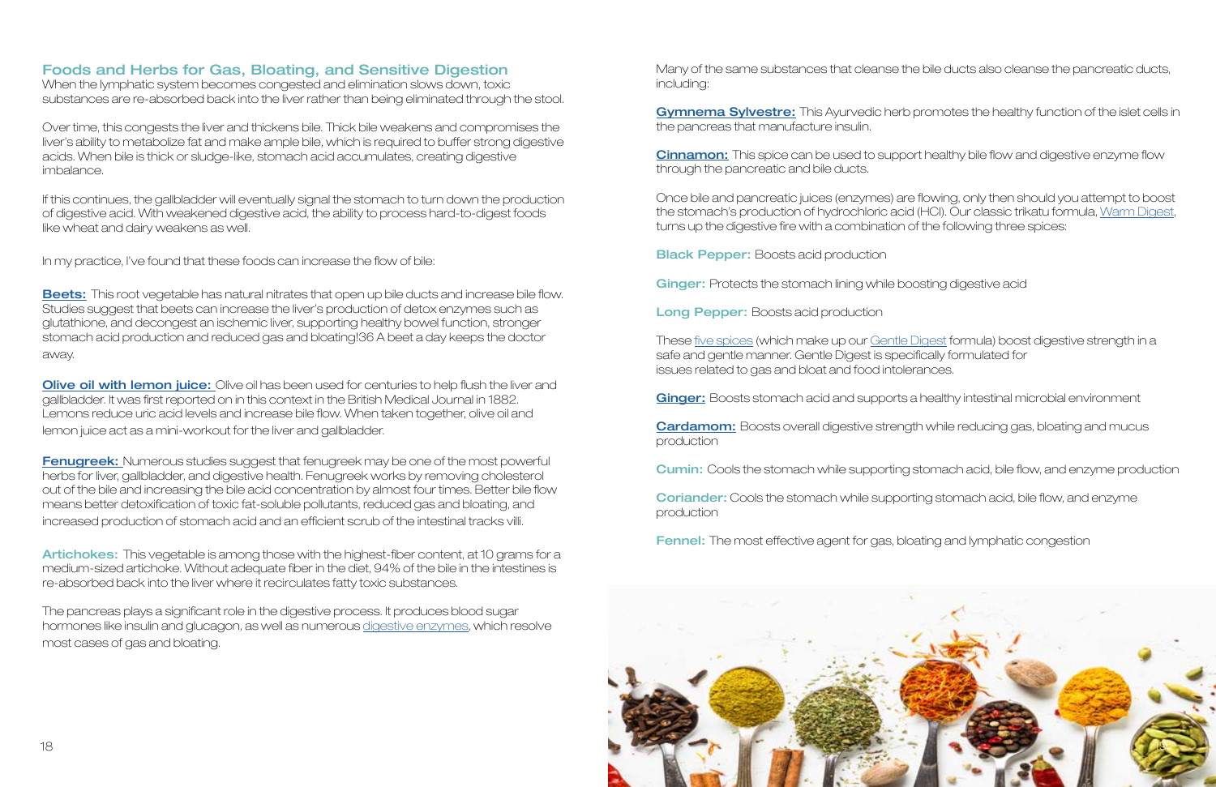## Foods and Herbs for Gas, Bloating, and Sensitive Digestion

When the lymphatic system becomes congested and elimination slows down, toxic substances are re-absorbed back into the liver rather than being eliminated through the stool.

Over time, this congests the liver and thickens bile. Thick bile weakens and compromises the liver's ability to metabolize fat and make ample bile, which is required to buffer strong digestive acids. When bile is thick or sludge-like, stomach acid accumulates, creating digestive imbalance.

If this continues, the gallbladder will eventually signal the stomach to turn down the production of digestive acid. With weakened digestive acid, the ability to process hard-to-digest foods like wheat and dairy weakens as well.

In my practice, I've found that these foods can increase the flow of bile:

**Beets:** This root vegetable has natural nitrates that open up bile ducts and increase bile flow. Studies suggest that beets can increase the liver's production of detox enzymes such as glutathione, and decongest an ischemic liver, supporting healthy bowel function, stronger stomach acid production and reduced gas and bloating![36] A beet a day keeps the doctor away.

**Olive oil with lemon juice:** Olive oil has been used for centuries to help flush the liver and gallbladder. It was first reported on in this context in the British Medical Journal in 1882. Lemons reduce uric acid levels and increase bile flow. When taken together, olive oil and lemon juice act as a mini-workout for the liver and gallbladder.

**Fenugreek:** Numerous studies suggest that fenugreek may be one of the most powerful herbs for liver, gallbladder, and digestive health. Fenugreek works by removing cholesterol out of the bile and increasing the bile acid concentration by almost four times. Better bile flow means better detoxification of toxic fat-soluble pollutants, reduced gas and bloating, and increased production of stomach acid and an efficient scrub of the intestinal tracks villi.

**Artichokes:** This vegetable is among those with the highest-fiber content, at 10 grams for a medium-sized artichoke. Without adequate fiber in the diet, 94% of the bile in the intestines is re-absorbed back into the liver where it recirculates fatty toxic substances.

The pancreas plays a significant role in the digestive process. It produces blood sugar hormones like insulin and glucagon, as well as numerous digestive enzymes, which resolve most cases of gas and bloating.

Many of the same substances that cleanse the bile ducts also cleanse the pancreatic ducts, including:

**Gymnema Sylvestre:** This Ayurvedic herb promotes the healthy function of the islet cells in the pancreas that manufacture insulin.

**Cinnamon:** This spice can be used to support healthy bile flow and digestive enzyme flow through the pancreatic and bile ducts.

Once bile and pancreatic juices (enzymes) are flowing, only then should you attempt to boost the stomach's production of hydrochloric acid (HCl). Our classic trikatu formula, Warm Digest, turns up the digestive fire with a combination of the following three spices:

**Black Pepper:** Boosts acid production

**Ginger:** Protects the stomach lining while boosting digestive acid

**Long Pepper:** Boosts acid production

These five spices (which make up our Gentle Digest formula) boost digestive strength in a safe and gentle manner. Gentle Digest is specifically formulated for issues related to gas and bloat and food intolerances.

**Ginger:** Boosts stomach acid and supports a healthy intestinal microbial environment

**Cardamom:** Boosts overall digestive strength while reducing gas, bloating and mucus production

**Cumin:** Cools the stomach while supporting stomach acid, bile flow, and enzyme production

**Coriander:** Cools the stomach while supporting stomach acid, bile flow, and enzyme production

**Fennel:** The most effective agent for gas, bloating and lymphatic congestion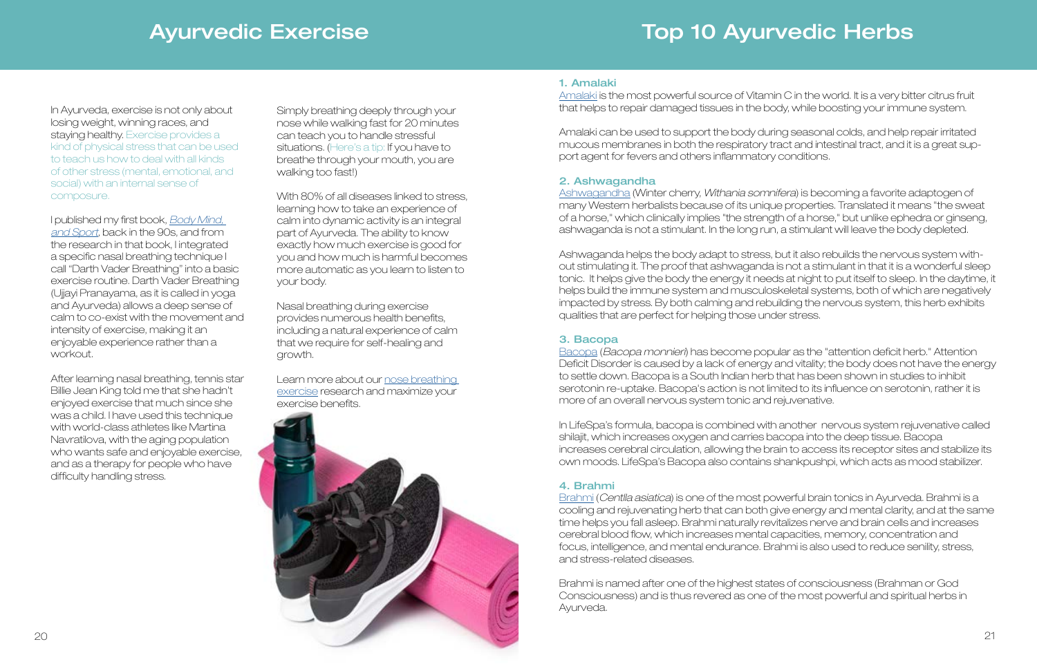# Ayurvedic Exercise

In Ayurveda, exercise is not only about losing weight, winning races, and staying healthy. Exercise provides a kind of physical stress that can be used to teach us how to deal with all kinds of other stress (mental, emotional, and social) with an internal sense of composure.

I published my first book, *Body Mind, and Sport*, back in the 90s, and from the research in that book, I integrated a specific nasal breathing technique I call "Darth Vader Breathing" into a basic exercise routine. Darth Vader Breathing (Ujjayi Pranayama, as it is called in yoga and Ayurveda) allows a deep sense of calm to co-exist with the movement and intensity of exercise, making it an enjoyable experience rather than a workout.

After learning nasal breathing, tennis star Billie Jean King told me that she hadn't enjoyed exercise that much since she was a child. I have used this technique with world-class athletes like Martina Navratilova, with the aging population who wants safe and enjoyable exercise, and as a therapy for people who have difficulty handling stress.

Simply breathing deeply through your nose while walking fast for 20 minutes can teach you to handle stressful situations. (Here's a tip: If you have to breathe through your mouth, you are walking too fast!)

With 80% of all diseases linked to stress, learning how to take an experience of calm into dynamic activity is an integral part of Ayurveda. The ability to know exactly how much exercise is good for you and how much is harmful becomes more automatic as you learn to listen to your body.

Nasal breathing during exercise provides numerous health benefits, including a natural experience of calm that we require for self-healing and growth.

Learn more about our nose breathing exercise research and maximize your exercise benefits.

# Top 10 Ayurvedic Herbs

### 1. Amalaki

Amalaki is the most powerful source of Vitamin C in the world. It is a very bitter citrus fruit that helps to repair damaged tissues in the body, while boosting your immune system.

Amalaki can be used to support the body during seasonal colds, and help repair irritated mucous membranes in both the respiratory tract and intestinal tract, and it is a great support agent for fevers and others inflammatory conditions.

### 2. Ashwagandha

Ashwagandha (Winter cherry, *Withania somnifera*) is becoming a favorite adaptogen of many Western herbalists because of its unique properties. Translated it means "the sweat of a horse," which clinically implies "the strength of a horse," but unlike ephedra or ginseng, ashwaganda is not a stimulant. In the long run, a stimulant will leave the body depleted.

Ashwaganda helps the body adapt to stress, but it also rebuilds the nervous system without stimulating it. The proof that ashwaganda is not a stimulant in that it is a wonderful sleep tonic. It helps give the body the energy it needs at night to put itself to sleep. In the daytime, it helps build the immune system and musculoskeletal systems, both of which are negatively impacted by stress. By both calming and rebuilding the nervous system, this herb exhibits qualities that are perfect for helping those under stress.

### 3. Bacopa

Bacopa (*Bacopa monnieri*) has become popular as the "attention deficit herb." Attention Deficit Disorder is caused by a lack of energy and vitality; the body does not have the energy to settle down. Bacopa is a South Indian herb that has been shown in studies to inhibit serotonin re-uptake. Bacopa's action is not limited to its influence on serotonin, rather it is more of an overall nervous system tonic and rejuvenative.

In LifeSpa's formula, bacopa is combined with another nervous system rejuvenative called shilajit, which increases oxygen and carries bacopa into the deep tissue. Bacopa increases cerebral circulation, allowing the brain to access its receptor sites and stabilize its own moods. LifeSpa's Bacopa also contains shankpushpi, which acts as mood stabilizer.

### 4. Brahmi

Brahmi (*Centlla asiatica*) is one of the most powerful brain tonics in Ayurveda. Brahmi is a cooling and rejuvenating herb that can both give energy and mental clarity, and at the same time helps you fall asleep. Brahmi naturally revitalizes nerve and brain cells and increases cerebral blood flow, which increases mental capacities, memory, concentration and focus, intelligence, and mental endurance. Brahmi is also used to reduce senility, stress, and stress-related diseases.

Brahmi is named after one of the highest states of consciousness (Brahman or God Consciousness) and is thus revered as one of the most powerful and spiritual herbs in Ayurveda.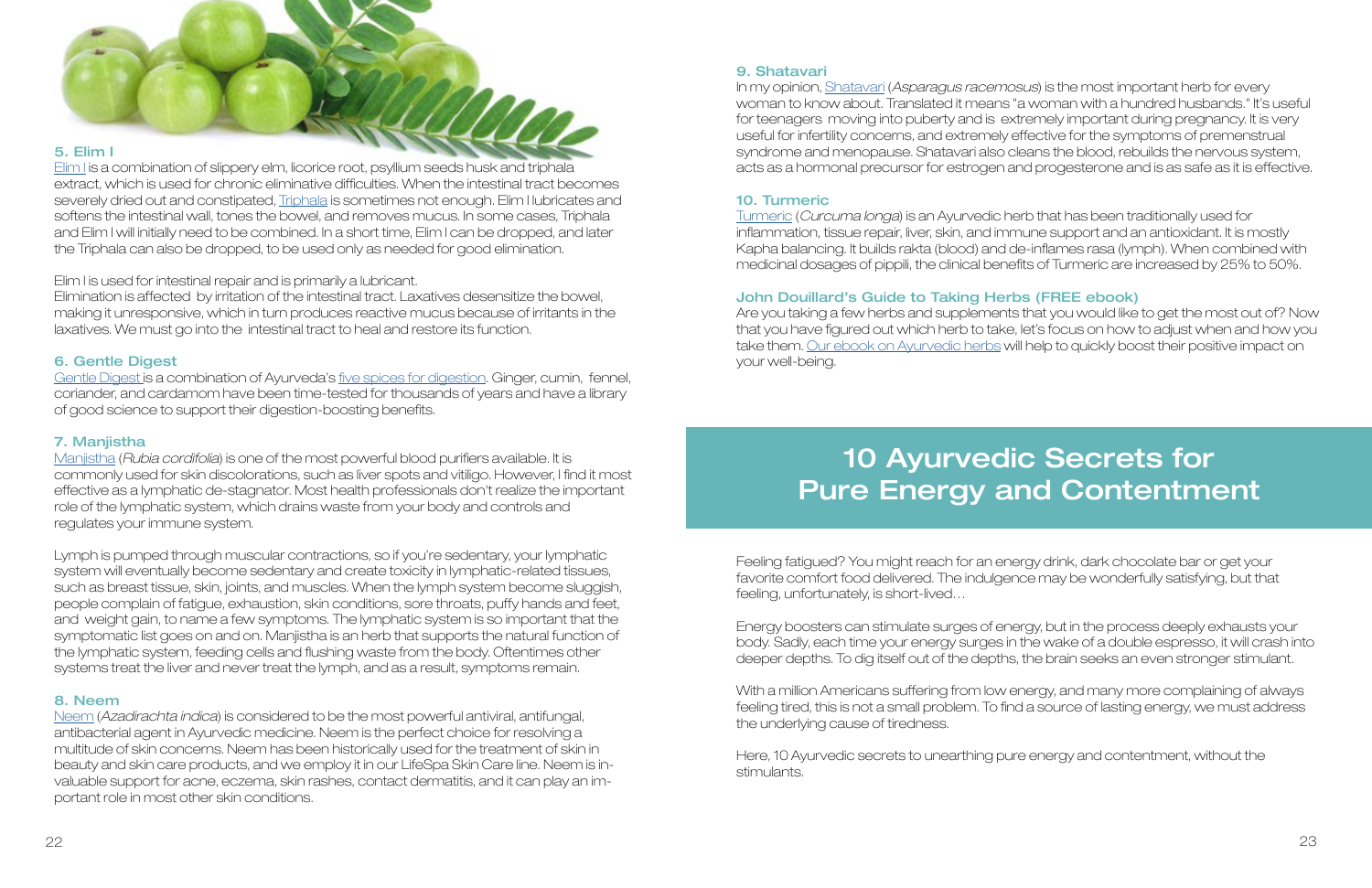### 5. Elim I

Elim I is a combination of slippery elm, licorice root, psyllium seeds husk and triphala extract, which is used for chronic eliminative difficulties. When the intestinal tract becomes severely dried out and constipated, Triphala is sometimes not enough. Elim I lubricates and softens the intestinal wall, tones the bowel, and removes mucus. In some cases, Triphala and Elim I will initially need to be combined. In a short time, Elim I can be dropped, and later the Triphala can also be dropped, to be used only as needed for good elimination.

Elim I is used for intestinal repair and is primarily a lubricant.
Elimination is affected by irritation of the intestinal tract. Laxatives desensitize the bowel, making it unresponsive, which in turn produces reactive mucus because of irritants in the laxatives. We must go into the intestinal tract to heal and restore its function.

### 6. Gentle Digest

Gentle Digest is a combination of Ayurveda's five spices for digestion. Ginger, cumin, fennel, coriander, and cardamom have been time-tested for thousands of years and have a library of good science to support their digestion-boosting benefits.

### 7. Manjistha

Manjistha (*Rubia cordifolia*) is one of the most powerful blood purifiers available. It is commonly used for skin discolorations, such as liver spots and vitiligo. However, I find it most effective as a lymphatic de-stagnator. Most health professionals don't realize the important role of the lymphatic system, which drains waste from your body and controls and regulates your immune system.

Lymph is pumped through muscular contractions, so if you're sedentary, your lymphatic system will eventually become sedentary and create toxicity in lymphatic-related tissues, such as breast tissue, skin, joints, and muscles. When the lymph system become sluggish, people complain of fatigue, exhaustion, skin conditions, sore throats, puffy hands and feet, and weight gain, to name a few symptoms. The lymphatic system is so important that the symptomatic list goes on and on. Manjistha is an herb that supports the natural function of the lymphatic system, feeding cells and flushing waste from the body. Oftentimes other systems treat the liver and never treat the lymph, and as a result, symptoms remain.

### 8. Neem

Neem (*Azadirachta indica*) is considered to be the most powerful antiviral, antifungal, antibacterial agent in Ayurvedic medicine. Neem is the perfect choice for resolving a multitude of skin concerns. Neem has been historically used for the treatment of skin in beauty and skin care products, and we employ it in our LifeSpa Skin Care line. Neem is invaluable support for acne, eczema, skin rashes, contact dermatitis, and it can play an important role in most other skin conditions.

### 9. Shatavari

In my opinion, Shatavari (*Asparagus racemosus*) is the most important herb for every woman to know about. Translated it means "a woman with a hundred husbands." It's useful for teenagers moving into puberty and is extremely important during pregnancy. It is very useful for infertility concerns, and extremely effective for the symptoms of premenstrual syndrome and menopause. Shatavari also cleans the blood, rebuilds the nervous system, acts as a hormonal precursor for estrogen and progesterone and is as safe as it is effective.

### 10. Turmeric

Turmeric (*Curcuma longa*) is an Ayurvedic herb that has been traditionally used for inflammation, tissue repair, liver, skin, and immune support and an antioxidant. It is mostly Kapha balancing. It builds rakta (blood) and de-inflames rasa (lymph). When combined with medicinal dosages of pippili, the clinical benefits of Turmeric are increased by 25% to 50%.

### John Douillard's Guide to Taking Herbs (FREE ebook)

Are you taking a few herbs and supplements that you would like to get the most out of? Now that you have figured out which herb to take, let's focus on how to adjust when and how you take them. Our ebook on Ayurvedic herbs will help to quickly boost their positive impact on your well-being.

# 10 Ayurvedic Secrets for Pure Energy and Contentment

Feeling fatigued? You might reach for an energy drink, dark chocolate bar or get your favorite comfort food delivered. The indulgence may be wonderfully satisfying, but that feeling, unfortunately, is short-lived…

Energy boosters can stimulate surges of energy, but in the process deeply exhausts your body. Sadly, each time your energy surges in the wake of a double espresso, it will crash into deeper depths. To dig itself out of the depths, the brain seeks an even stronger stimulant.

With a million Americans suffering from low energy, and many more complaining of always feeling tired, this is not a small problem. To find a source of lasting energy, we must address the underlying cause of tiredness.

Here, 10 Ayurvedic secrets to unearthing pure energy and contentment, without the stimulants.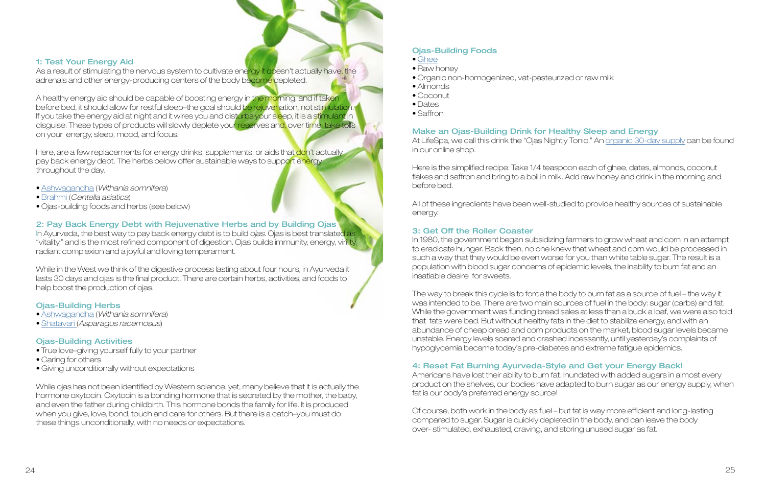### 1: Test Your Energy Aid

As a result of stimulating the nervous system to cultivate energy it doesn't actually have, the adrenals and other energy-producing centers of the body become depleted.

A healthy energy aid should be capable of boosting energy in the morning, and if taken before bed, it should allow for restful sleep–the goal should be rejuvenation, not stimulation. If you take the energy aid at night and it wires you and disturbs your sleep, it is a stimulant in disguise. These types of products will slowly deplete your reserves and, over time, take tolls on your energy, sleep, mood, and focus.

Here, are a few replacements for energy drinks, supplements, or aids that don't actually pay back energy debt. The herbs below offer sustainable ways to support energy throughout the day.

- Ashwagandha (*Withania somnifera*)
- Brahmi (*Centella asiatica*)
- Ojas-building foods and herbs (see below)

### 2: Pay Back Energy Debt with Rejuvenative Herbs and by Building Ojas

In Ayurveda, the best way to pay back energy debt is to build *ojas*. Ojas is best translated as "vitality," and is the most refined component of digestion. Ojas builds immunity, energy, virility, radiant complexion and a joyful and loving temperament.

While in the West we think of the digestive process lasting about four hours, in Ayurveda it lasts 30 days and ojas is the final product. There are certain herbs, activities, and foods to help boost the production of ojas.

#### Ojas-Building Herbs

- Ashwagandha (*Withania somnifera*)
- Shatavari (*Asparagus racemosus*)

#### Ojas-Building Activities

- True love–giving yourself fully to your partner
- Caring for others
- Giving unconditionally without expectations

While ojas has not been identified by Western science, yet, many believe that it is actually the hormone oxytocin. Oxytocin is a bonding hormone that is secreted by the mother, the baby, and even the father during childbirth. This hormone bonds the family for life. It is produced when you give, love, bond, touch and care for others. But there is a catch–you must do these things unconditionally, with no needs or expectations.

#### Ojas-Building Foods

- Ghee
- Raw honey
- Organic non-homogenized, vat-pasteurized or raw milk
- Almonds
- Coconut
- Dates
- Saffron

#### Make an Ojas-Building Drink for Healthy Sleep and Energy

At LifeSpa, we call this drink the "Ojas Nightly Tonic." An organic 30-day supply can be found in our online shop.

Here is the simplified recipe: Take 1/4 teaspoon each of ghee, dates, almonds, coconut flakes and saffron and bring to a boil in milk. Add raw honey and drink in the morning and before bed.

All of these ingredients have been well-studied to provide healthy sources of sustainable energy.

### 3: Get Off the Roller Coaster

In 1980, the government began subsidizing farmers to grow wheat and corn in an attempt to eradicate hunger. Back then, no one knew that wheat and corn would be processed in such a way that they would be even worse for you than white table sugar. The result is a population with blood sugar concerns of epidemic levels, the inability to burn fat and an insatiable desire for sweets.

The way to break this cycle is to force the body to burn fat as a source of fuel – the way it was intended to be. There are two main sources of fuel in the body: sugar (carbs) and fat. While the government was funding bread sales at less than a buck a loaf, we were also told that fats were bad. But without healthy fats in the diet to stabilize energy, and with an abundance of cheap bread and corn products on the market, blood sugar levels became unstable. Energy levels soared and crashed incessantly, until yesterday's complaints of hypoglycemia became today's pre-diabetes and extreme fatigue epidemics.

### 4: Reset Fat Burning Ayurveda-Style and Get your Energy Back!

Americans have lost their ability to burn fat. Inundated with added sugars in almost every product on the shelves, our bodies have adapted to burn sugar as our energy supply, when fat is our body's preferred energy source!

Of course, both work in the body as fuel – but fat is way more efficient and long-lasting compared to sugar. Sugar is quickly depleted in the body, and can leave the body over- stimulated, exhausted, craving, and storing unused sugar as fat.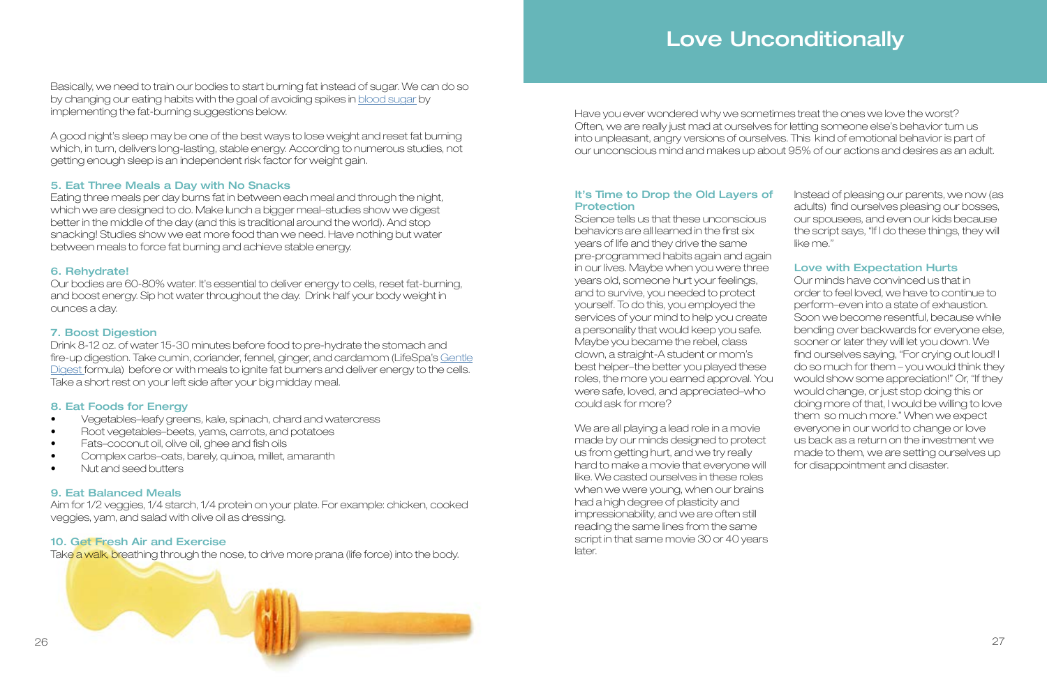Basically, we need to train our bodies to start burning fat instead of sugar. We can do so by changing our eating habits with the goal of avoiding spikes in blood sugar by implementing the fat-burning suggestions below.

A good night's sleep may be one of the best ways to lose weight and reset fat burning which, in turn, delivers long-lasting, stable energy. According to numerous studies, not getting enough sleep is an independent risk factor for weight gain.

### 5. Eat Three Meals a Day with No Snacks

Eating three meals per day burns fat in between each meal and through the night, which we are designed to do. Make lunch a bigger meal–studies show we digest better in the middle of the day (and this is traditional around the world). And stop snacking! Studies show we eat more food than we need. Have nothing but water between meals to force fat burning and achieve stable energy.

### 6. Rehydrate!

Our bodies are 60-80% water. It's essential to deliver energy to cells, reset fat-burning, and boost energy. Sip hot water throughout the day. Drink half your body weight in ounces a day.

### 7. Boost Digestion

Drink 8-12 oz. of water 15-30 minutes before food to pre-hydrate the stomach and fire-up digestion. Take cumin, coriander, fennel, ginger, and cardamom (LifeSpa's Gentle Digest formula) before or with meals to ignite fat burners and deliver energy to the cells. Take a short rest on your left side after your big midday meal.

### 8. Eat Foods for Energy

- Vegetables–leafy greens, kale, spinach, chard and watercress
- Root vegetables–beets, yams, carrots, and potatoes
- Fats–coconut oil, olive oil, ghee and fish oils
- Complex carbs–oats, barely, quinoa, millet, amaranth
- Nut and seed butters

### 9. Eat Balanced Meals

Aim for 1/2 veggies, 1/4 starch, 1/4 protein on your plate. For example: chicken, cooked veggies, yam, and salad with olive oil as dressing.

### 10. Get Fresh Air and Exercise

Take a walk, breathing through the nose, to drive more prana (life force) into the body.

# Love Unconditionally

Have you ever wondered why we sometimes treat the ones we love the worst? Often, we are really just mad at ourselves for letting someone else's behavior turn us into unpleasant, angry versions of ourselves. This kind of emotional behavior is part of our unconscious mind and makes up about 95% of our actions and desires as an adult.

### It's Time to Drop the Old Layers of Protection

Science tells us that these unconscious behaviors are all learned in the first six years of life and they drive the same pre-programmed habits again and again in our lives. Maybe when you were three years old, someone hurt your feelings, and to survive, you needed to protect yourself. To do this, you employed the services of your mind to help you create a personality that would keep you safe. Maybe you became the rebel, class clown, a straight-A student or mom's best helper–the better you played these roles, the more you earned approval. You were safe, loved, and appreciated–who could ask for more?

We are all playing a lead role in a movie made by our minds designed to protect us from getting hurt, and we try really hard to make a movie that everyone will like. We casted ourselves in these roles when we were young, when our brains had a high degree of plasticity and impressionability, and we are often still reading the same lines from the same script in that same movie 30 or 40 years later.

Instead of pleasing our parents, we now (as adults) find ourselves pleasing our bosses, our spousees, and even our kids because the script says, "If I do these things, they will like me."

### Love with Expectation Hurts

Our minds have convinced us that in order to feel loved, we have to continue to perform–even into a state of exhaustion. Soon we become resentful, because while bending over backwards for everyone else, sooner or later they will let you down. We find ourselves saying, "For crying out loud! I do so much for them – you would think they would show some appreciation!" Or, "If they would change, or just stop doing this or doing more of that, I would be willing to love them so much more." When we expect everyone in our world to change or love us back as a return on the investment we made to them, we are setting ourselves up for disappointment and disaster.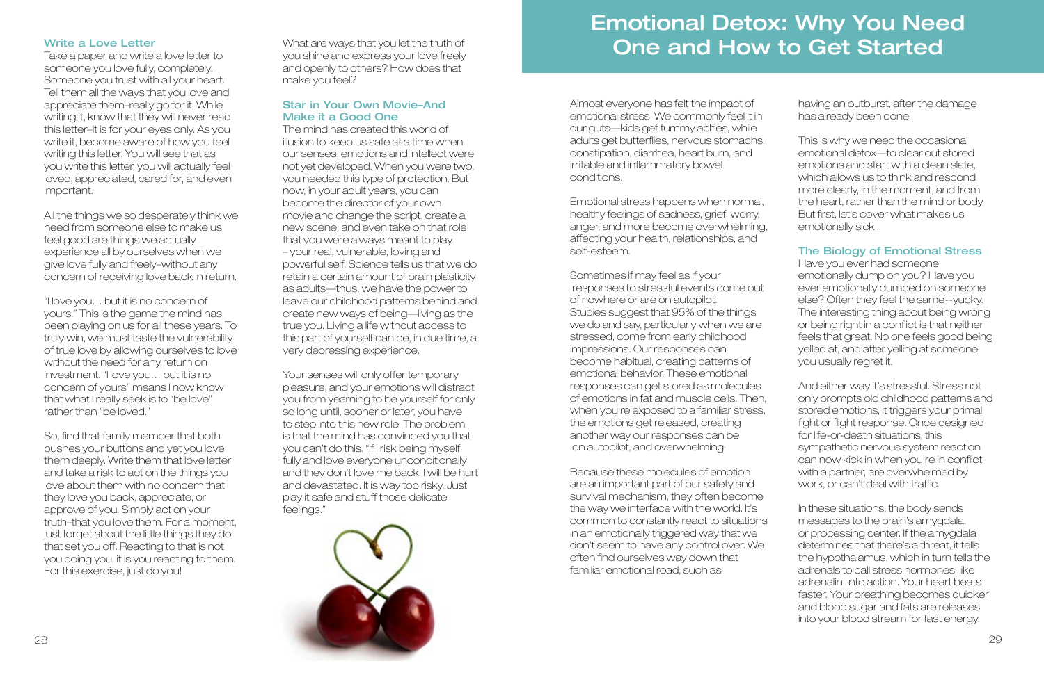### Write a Love Letter

Take a paper and write a love letter to someone you love fully, completely. Someone you trust with all your heart. Tell them all the ways that you love and appreciate them–really go for it. While writing it, know that they will never read this letter–it is for your eyes only. As you write it, become aware of how you feel writing this letter. You will see that as you write this letter, you will actually feel loved, appreciated, cared for, and even important.

All the things we so desperately think we need from someone else to make us feel good are things we actually experience all by ourselves when we give love fully and freely–without any concern of receiving love back in return.

"I love you… but it is no concern of yours." This is the game the mind has been playing on us for all these years. To truly win, we must taste the vulnerability of true love by allowing ourselves to love without the need for any return on investment. "I love you… but it is no concern of yours" means I now know that what I really seek is to "be love" rather than "be loved."

So, find that family member that both pushes your buttons and yet you love them deeply. Write them that love letter and take a risk to act on the things you love about them with no concern that they love you back, appreciate, or approve of you. Simply act on your truth–that you love them. For a moment, just forget about the little things they do that set you off. Reacting to that is not you doing you, it is you reacting to them. For this exercise, just do you!

What are ways that you let the truth of you shine and express your love freely and openly to others? How does that make you feel?

### Star in Your Own Movie–And Make it a Good One

The mind has created this world of illusion to keep us safe at a time when our senses, emotions and intellect were not yet developed. When you were two, you needed this type of protection. But now, in your adult years, you can become the director of your own movie and change the script, create a new scene, and even take on that role that you were always meant to play – your real, vulnerable, loving and powerful self. Science tells us that we do retain a certain amount of brain plasticity as adults—thus, we have the power to leave our childhood patterns behind and create new ways of being—living as the true you. Living a life without access to this part of yourself can be, in due time, a very depressing experience.

Your senses will only offer temporary pleasure, and your emotions will distract you from yearning to be yourself for only so long until, sooner or later, you have to step into this new role. The problem is that the mind has convinced you that you can't do this. "If I risk being myself fully and love everyone unconditionally and they don't love me back, I will be hurt and devastated. It is way too risky. Just play it safe and stuff those delicate feelings."

# Emotional Detox: Why You Need One and How to Get Started

Almost everyone has felt the impact of emotional stress. We commonly feel it in our guts—kids get tummy aches, while adults get butterflies, nervous stomachs, constipation, diarrhea, heart burn, and irritable and inflammatory bowel conditions.

Emotional stress happens when normal, healthy feelings of sadness, grief, worry, anger, and more become overwhelming, affecting your health, relationships, and self-esteem.

Sometimes if may feel as if your responses to stressful events come out of nowhere or are on autopilot. Studies suggest that 95% of the things we do and say, particularly when we are stressed, come from early childhood impressions. Our responses can become habitual, creating patterns of emotional behavior. These emotional responses can get stored as molecules of emotions in fat and muscle cells. Then, when you're exposed to a familiar stress, the emotions get released, creating another way our responses can be on autopilot, and overwhelming.

Because these molecules of emotion are an important part of our safety and survival mechanism, they often become the way we interface with the world. It's common to constantly react to situations in an emotionally triggered way that we don't seem to have any control over. We often find ourselves way down that familiar emotional road, such as having an outburst, after the damage has already been done.

This is why we need the occasional emotional detox—to clear out stored emotions and start with a clean slate, which allows us to think and respond more clearly, in the moment, and from the heart, rather than the mind or body But first, let's cover what makes us emotionally sick.

## The Biology of Emotional Stress

Have you ever had someone emotionally dump on you? Have you ever emotionally dumped on someone else? Often they feel the same--yucky. The interesting thing about being wrong or being right in a conflict is that neither feels that great. No one feels good being yelled at, and after yelling at someone, you usually regret it.

And either way it's stressful. Stress not only prompts old childhood patterns and stored emotions, it triggers your primal fight or flight response. Once designed for life-or-death situations, this sympathetic nervous system reaction can now kick in when you're in conflict with a partner, are overwhelmed by work, or can't deal with traffic.

In these situations, the body sends messages to the brain's amygdala, or processing center. If the amygdala determines that there's a threat, it tells the hypothalamus, which in turn tells the adrenals to call stress hormones, like adrenalin, into action. Your heart beats faster. Your breathing becomes quicker and blood sugar and fats are releases into your blood stream for fast energy.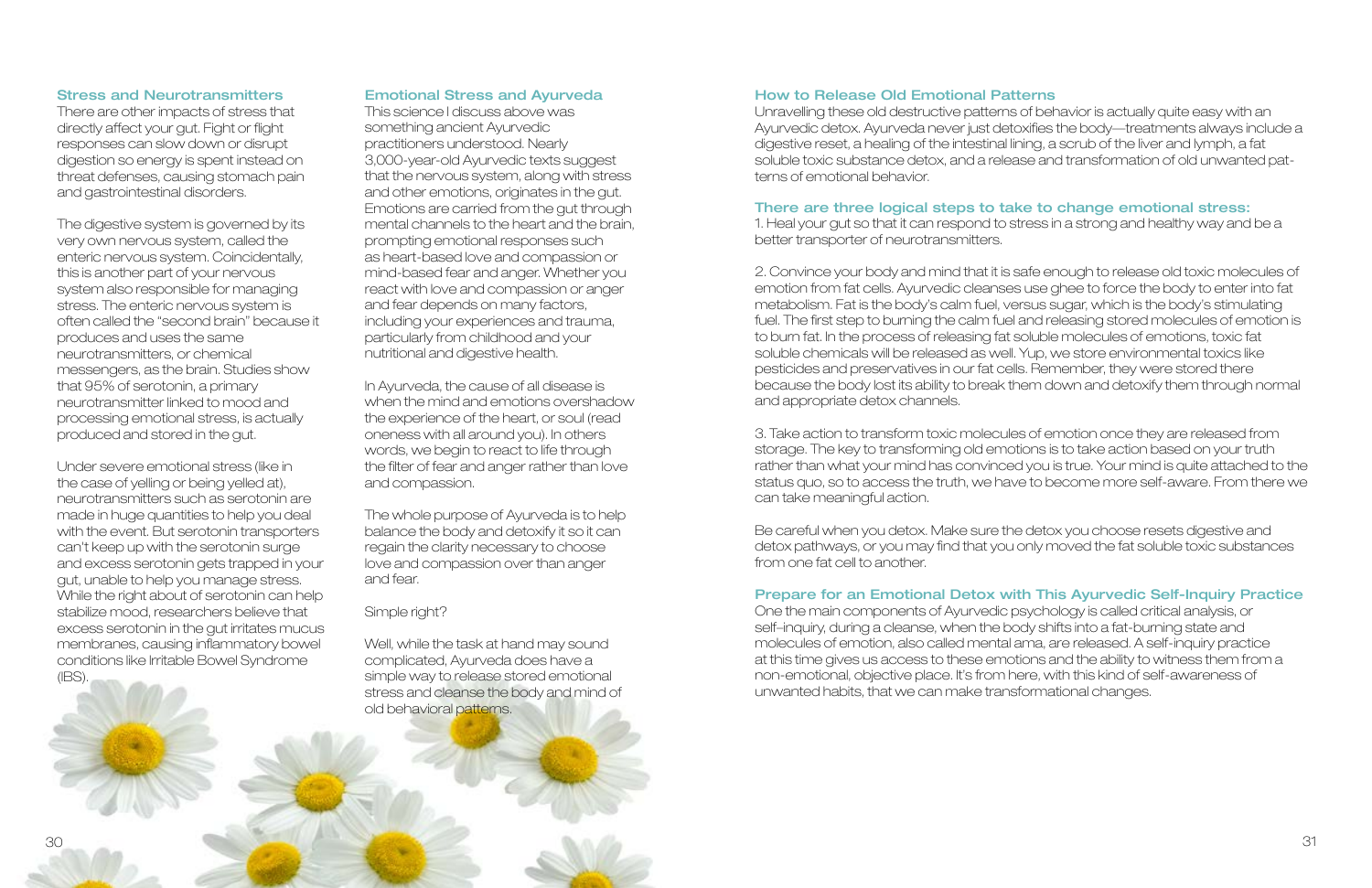### Stress and Neurotransmitters

There are other impacts of stress that directly affect your gut. Fight or flight responses can slow down or disrupt digestion so energy is spent instead on threat defenses, causing stomach pain and gastrointestinal disorders.

The digestive system is governed by its very own nervous system, called the enteric nervous system. Coincidentally, this is another part of your nervous system also responsible for managing stress. The enteric nervous system is often called the "second brain" because it produces and uses the same neurotransmitters, or chemical messengers, as the brain. Studies show that 95% of serotonin, a primary neurotransmitter linked to mood and processing emotional stress, is actually produced and stored in the gut.

Under severe emotional stress (like in the case of yelling or being yelled at), neurotransmitters such as serotonin are made in huge quantities to help you deal with the event. But serotonin transporters can't keep up with the serotonin surge and excess serotonin gets trapped in your gut, unable to help you manage stress. While the right about of serotonin can help stabilize mood, researchers believe that excess serotonin in the gut irritates mucus membranes, causing inflammatory bowel conditions like Irritable Bowel Syndrome (IBS).

### Emotional Stress and Ayurveda

This science I discuss above was something ancient Ayurvedic practitioners understood. Nearly 3,000-year-old Ayurvedic texts suggest that the nervous system, along with stress and other emotions, originates in the gut. Emotions are carried from the gut through mental channels to the heart and the brain, prompting emotional responses such as heart-based love and compassion or mind-based fear and anger. Whether you react with love and compassion or anger and fear depends on many factors, including your experiences and trauma, particularly from childhood and your nutritional and digestive health.

In Ayurveda, the cause of all disease is when the mind and emotions overshadow the experience of the heart, or soul (read oneness with all around you). In others words, we begin to react to life through the filter of fear and anger rather than love and compassion.

The whole purpose of Ayurveda is to help balance the body and detoxify it so it can regain the clarity necessary to choose love and compassion over than anger and fear.

Simple right?

Well, while the task at hand may sound complicated, Ayurveda does have a simple way to release stored emotional stress and cleanse the body and mind of old behavioral patterns.

### How to Release Old Emotional Patterns

Unravelling these old destructive patterns of behavior is actually quite easy with an Ayurvedic detox. Ayurveda never just detoxifies the body—treatments always include a digestive reset, a healing of the intestinal lining, a scrub of the liver and lymph, a fat soluble toxic substance detox, and a release and transformation of old unwanted patterns of emotional behavior.

### There are three logical steps to take to change emotional stress:

1. Heal your gut so that it can respond to stress in a strong and healthy way and be a better transporter of neurotransmitters.

2. Convince your body and mind that it is safe enough to release old toxic molecules of emotion from fat cells. Ayurvedic cleanses use ghee to force the body to enter into fat metabolism. Fat is the body's calm fuel, versus sugar, which is the body's stimulating fuel. The first step to burning the calm fuel and releasing stored molecules of emotion is to burn fat. In the process of releasing fat soluble molecules of emotions, toxic fat soluble chemicals will be released as well. Yup, we store environmental toxics like pesticides and preservatives in our fat cells. Remember, they were stored there because the body lost its ability to break them down and detoxify them through normal and appropriate detox channels.

3. Take action to transform toxic molecules of emotion once they are released from storage. The key to transforming old emotions is to take action based on your truth rather than what your mind has convinced you is true. Your mind is quite attached to the status quo, so to access the truth, we have to become more self-aware. From there we can take meaningful action.

Be careful when you detox. Make sure the detox you choose resets digestive and detox pathways, or you may find that you only moved the fat soluble toxic substances from one fat cell to another.

### Prepare for an Emotional Detox with This Ayurvedic Self-Inquiry Practice

One the main components of Ayurvedic psychology is called critical analysis, or self-inquiry, during a cleanse, when the body shifts into a fat-burning state and molecules of emotion, also called mental ama, are released. A self-inquiry practice at this time gives us access to these emotions and the ability to witness them from a non-emotional, objective place. It's from here, with this kind of self-awareness of unwanted habits, that we can make transformational changes.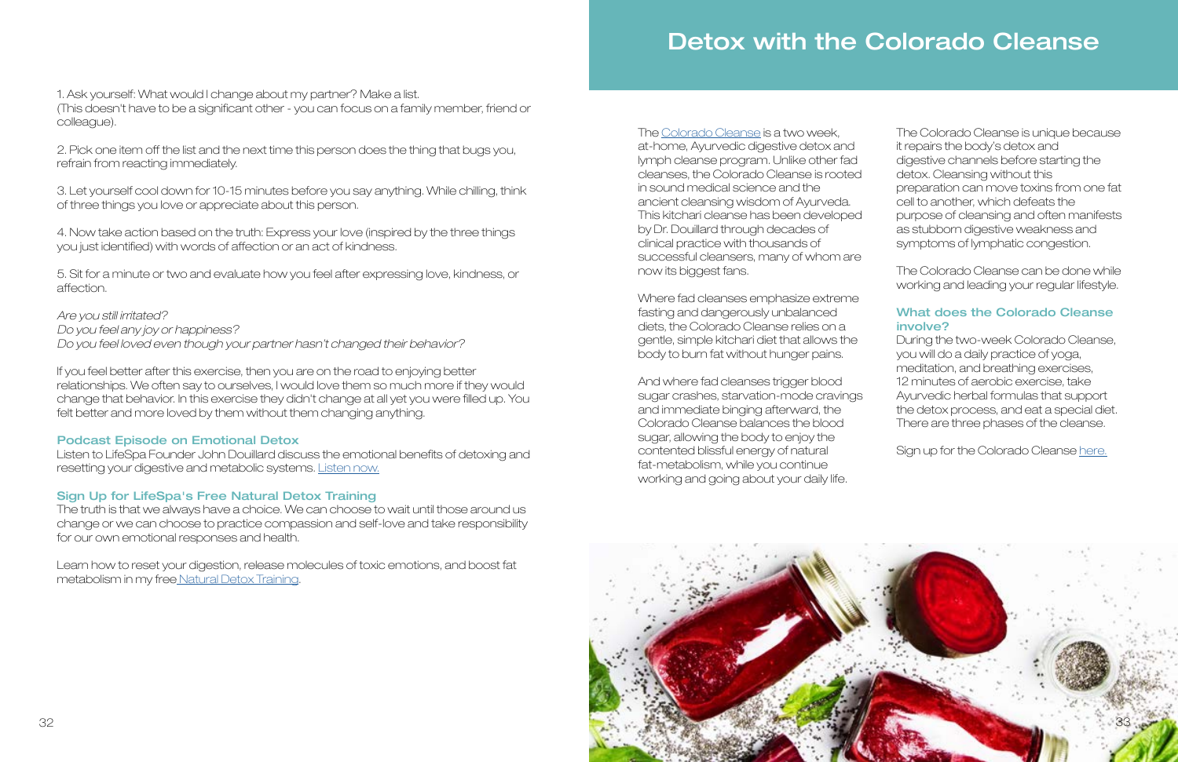1. Ask yourself: What would I change about my partner? Make a list. (This doesn't have to be a significant other - you can focus on a family member, friend or colleague).

2. Pick one item off the list and the next time this person does the thing that bugs you, refrain from reacting immediately.

3. Let yourself cool down for 10-15 minutes before you say anything. While chilling, think of three things you love or appreciate about this person.

4. Now take action based on the truth: Express your love (inspired by the three things you just identified) with words of affection or an act of kindness.

5. Sit for a minute or two and evaluate how you feel after expressing love, kindness, or affection.

*Are you still irritated?*
*Do you feel any joy or happiness?*
*Do you feel loved even though your partner hasn't changed their behavior?*

If you feel better after this exercise, then you are on the road to enjoying better relationships. We often say to ourselves, I would love them so much more if they would change that behavior. In this exercise they didn't change at all yet you were filled up. You felt better and more loved by them without them changing anything.

### Podcast Episode on Emotional Detox

Listen to LifeSpa Founder John Douillard discuss the emotional benefits of detoxing and resetting your digestive and metabolic systems. Listen now.

### Sign Up for LifeSpa's Free Natural Detox Training

The truth is that we always have a choice. We can choose to wait until those around us change or we can choose to practice compassion and self-love and take responsibility for our own emotional responses and health.

Learn how to reset your digestion, release molecules of toxic emotions, and boost fat metabolism in my free Natural Detox Training.

# Detox with the Colorado Cleanse

The Colorado Cleanse is a two week, at-home, Ayurvedic digestive detox and lymph cleanse program. Unlike other fad cleanses, the Colorado Cleanse is rooted in sound medical science and the ancient cleansing wisdom of Ayurveda. This kitchari cleanse has been developed by Dr. Douillard through decades of clinical practice with thousands of successful cleansers, many of whom are now its biggest fans.

Where fad cleanses emphasize extreme fasting and dangerously unbalanced diets, the Colorado Cleanse relies on a gentle, simple kitchari diet that allows the body to burn fat without hunger pains.

And where fad cleanses trigger blood sugar crashes, starvation-mode cravings and immediate binging afterward, the Colorado Cleanse balances the blood sugar, allowing the body to enjoy the contented blissful energy of natural fat-metabolism, while you continue working and going about your daily life.

The Colorado Cleanse is unique because it repairs the body's detox and digestive channels before starting the detox. Cleansing without this preparation can move toxins from one fat cell to another, which defeats the purpose of cleansing and often manifests as stubborn digestive weakness and symptoms of lymphatic congestion.

The Colorado Cleanse can be done while working and leading your regular lifestyle.

### What does the Colorado Cleanse involve?

During the two-week Colorado Cleanse, you will do a daily practice of yoga, meditation, and breathing exercises, 12 minutes of aerobic exercise, take Ayurvedic herbal formulas that support the detox process, and eat a special diet. There are three phases of the cleanse.

Sign up for the Colorado Cleanse here.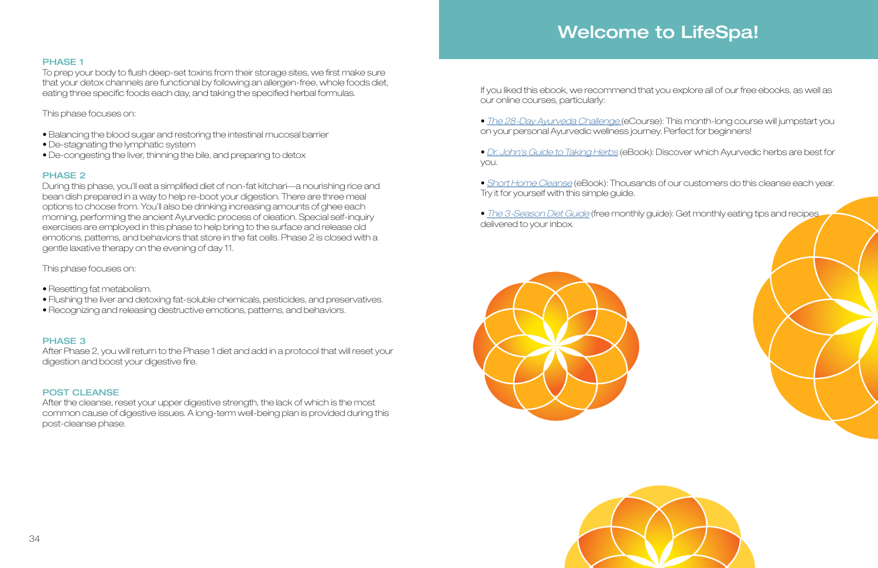### PHASE 1

To prep your body to flush deep-set toxins from their storage sites, we first make sure that your detox channels are functional by following an allergen-free, whole foods diet, eating three specific foods each day, and taking the specified herbal formulas.

This phase focuses on:

- Balancing the blood sugar and restoring the intestinal mucosal barrier
- De-stagnating the lymphatic system
- De-congesting the liver, thinning the bile, and preparing to detox

### PHASE 2

During this phase, you'll eat a simplified diet of non-fat kitchari—a nourishing rice and bean dish prepared in a way to help re-boot your digestion. There are three meal options to choose from. You'll also be drinking increasing amounts of ghee each morning, performing the ancient Ayurvedic process of oleation. Special self-inquiry exercises are employed in this phase to help bring to the surface and release old emotions, patterns, and behaviors that store in the fat cells. Phase 2 is closed with a gentle laxative therapy on the evening of day 11.

This phase focuses on:

- Resetting fat metabolism.
- Flushing the liver and detoxing fat-soluble chemicals, pesticides, and preservatives.
- Recognizing and releasing destructive emotions, patterns, and behaviors.

### PHASE 3

After Phase 2, you will return to the Phase 1 diet and add in a protocol that will reset your digestion and boost your digestive fire.

### POST CLEANSE

After the cleanse, reset your upper digestive strength, the lack of which is the most common cause of digestive issues. A long-term well-being plan is provided during this post-cleanse phase.

# Welcome to LifeSpa!

If you liked this ebook, we recommend that you explore all of our free ebooks, as well as our online courses, particularly:

- *The 28-Day Ayurveda Challenge* (eCourse): This month-long course will jumpstart you on your personal Ayurvedic wellness journey. Perfect for beginners!
- *Dr. John's Guide to Taking Herbs* (eBook): Discover which Ayurvedic herbs are best for you.
- *Short Home Cleanse* (eBook): Thousands of our customers do this cleanse each year. Try it for yourself with this simple guide.
- *The 3-Season Diet Guide* (free monthly guide): Get monthly eating tips and recipes delivered to your inbox.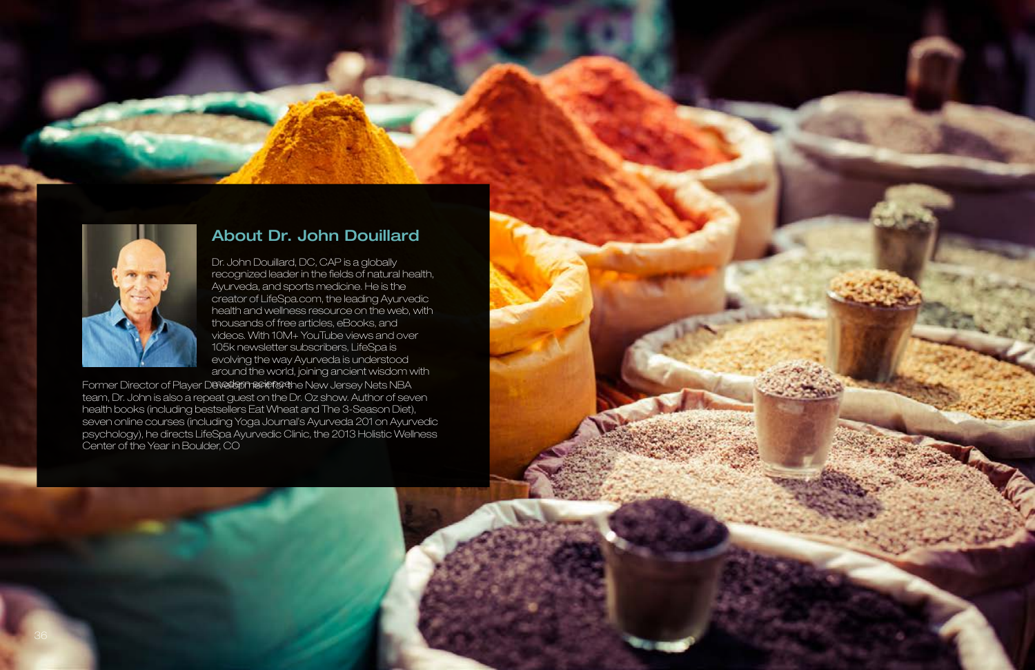## About Dr. John Douillard

Dr. John Douillard, DC, CAP is a globally recognized leader in the fields of natural health, Ayurveda, and sports medicine. He is the creator of LifeSpa.com, the leading Ayurvedic health and wellness resource on the web, with thousands of free articles, eBooks, and videos. With 10M+ YouTube views and over 105k newsletter subscribers, LifeSpa is evolving the way Ayurveda is understood around the world, joining ancient wisdom with modern science. Former Director of Player Development for the New Jersey Nets NBA team, Dr. John is also a repeat guest on the Dr. Oz show. Author of seven health books (including bestsellers Eat Wheat and The 3-Season Diet), seven online courses (including Yoga Journal's Ayurveda 201 on Ayurvedic psychology), he directs LifeSpa Ayurvedic Clinic, the 2013 Holistic Wellness Center of the Year in Boulder, CO